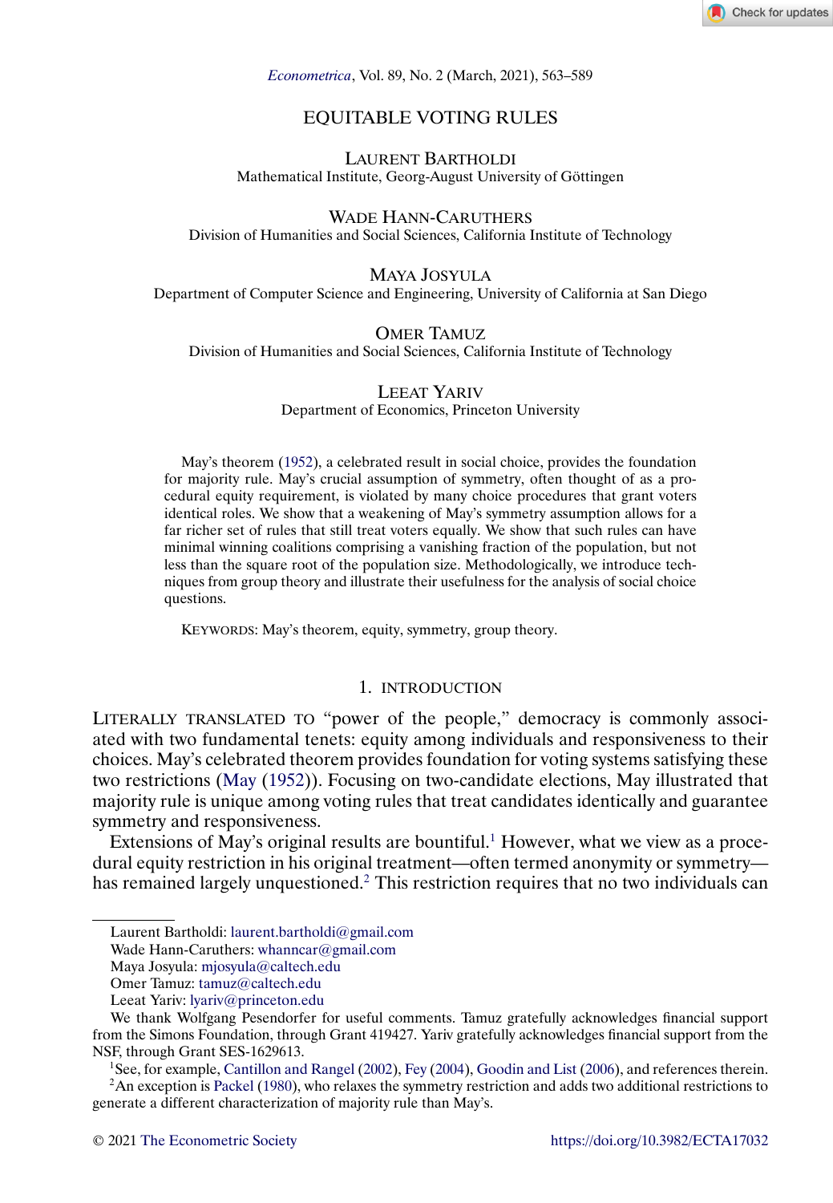# EQUITABLE VOTING RULES

LAURENT BARTHOLDI
Mathematical Institute, Georg-August University of Göttingen

WADE HANN-CARUTHERS
Division of Humanities and Social Sciences, California Institute of Technology

MAYA JOSYULA
Department of Computer Science and Engineering, University of California at San Diego

OMER TAMUZ
Division of Humanities and Social Sciences, California Institute of Technology

LEEAT YARIV
Department of Economics, Princeton University

May's theorem (1952), a celebrated result in social choice, provides the foundation for majority rule. May's crucial assumption of symmetry, often thought of as a procedural equity requirement, is violated by many choice procedures that grant voters identical roles. We show that a weakening of May's symmetry assumption allows for a far richer set of rules that still treat voters equally. We show that such rules can have minimal winning coalitions comprising a vanishing fraction of the population, but not less than the square root of the population size. Methodologically, we introduce techniques from group theory and illustrate their usefulness for the analysis of social choice questions.

KEYWORDS: May's theorem, equity, symmetry, group theory.

## 1. INTRODUCTION

LITERALLY TRANSLATED TO "power of the people," democracy is commonly associated with two fundamental tenets: equity among individuals and responsiveness to their choices. May's celebrated theorem provides foundation for voting systems satisfying these two restrictions (May (1952)). Focusing on two-candidate elections, May illustrated that majority rule is unique among voting rules that treat candidates identically and guarantee symmetry and responsiveness.

Extensions of May's original results are bountiful.[1] However, what we view as a procedural equity restriction in his original treatment—often termed anonymity or symmetry—has remained largely unquestioned.[2] This restriction requires that no two individuals can

---

Laurent Bartholdi: laurent.bartholdi@gmail.com
Wade Hann-Caruthers: whanncar@gmail.com
Maya Josyula: mjosyula@caltech.edu
Omer Tamuz: tamuz@caltech.edu
Leeat Yariv: lyariv@princeton.edu

We thank Wolfgang Pesendorfer for useful comments. Tamuz gratefully acknowledges financial support from the Simons Foundation, through Grant 419427. Yariv gratefully acknowledges financial support from the NSF, through Grant SES-1629613.

[1]See, for example, Cantillon and Rangel (2002), Fey (2004), Goodin and List (2006), and references therein.

[2]An exception is Packel (1980), who relaxes the symmetry restriction and adds two additional restrictions to generate a different characterization of majority rule than May's.

© 2021 The Econometric Society https://doi.org/10.3982/ECTA17032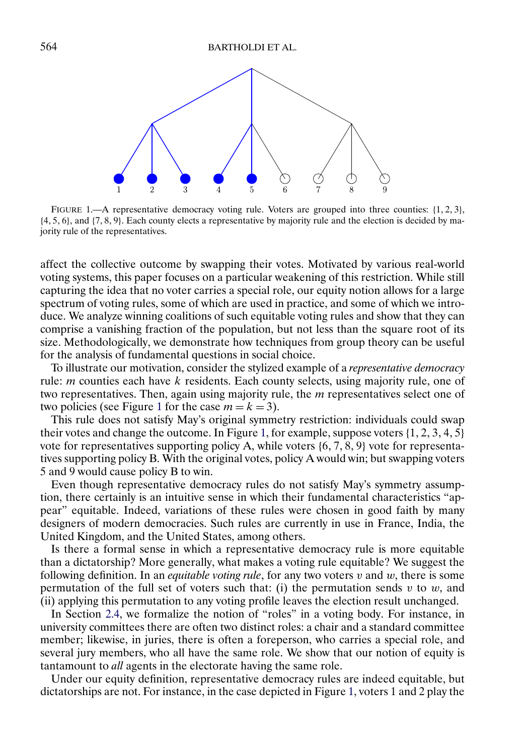FIGURE 1.—A representative democracy voting rule. Voters are grouped into three counties: {1, 2, 3}, {4, 5, 6}, and {7, 8, 9}. Each county elects a representative by majority rule and the election is decided by majority rule of the representatives.

affect the collective outcome by swapping their votes. Motivated by various real-world voting systems, this paper focuses on a particular weakening of this restriction. While still capturing the idea that no voter carries a special role, our equity notion allows for a large spectrum of voting rules, some of which are used in practice, and some of which we introduce. We analyze winning coalitions of such equitable voting rules and show that they can comprise a vanishing fraction of the population, but not less than the square root of its size. Methodologically, we demonstrate how techniques from group theory can be useful for the analysis of fundamental questions in social choice.

To illustrate our motivation, consider the stylized example of a *representative democracy* rule: $m$ counties each have $k$ residents. Each county selects, using majority rule, one of two representatives. Then, again using majority rule, the $m$ representatives select one of two policies (see Figure 1 for the case $m = k = 3$).

This rule does not satisfy May's original symmetry restriction: individuals could swap their votes and change the outcome. In Figure 1, for example, suppose voters {1, 2, 3, 4, 5} vote for representatives supporting policy A, while voters {6, 7, 8, 9} vote for representatives supporting policy B. With the original votes, policy A would win; but swapping voters 5 and 9 would cause policy B to win.

Even though representative democracy rules do not satisfy May's symmetry assumption, there certainly is an intuitive sense in which their fundamental characteristics "appear" equitable. Indeed, variations of these rules were chosen in good faith by many designers of modern democracies. Such rules are currently in use in France, India, the United Kingdom, and the United States, among others.

Is there a formal sense in which a representative democracy rule is more equitable than a dictatorship? More generally, what makes a voting rule equitable? We suggest the following definition. In an *equitable voting rule*, for any two voters $v$ and $w$, there is some permutation of the full set of voters such that: (i) the permutation sends $v$ to $w$, and (ii) applying this permutation to any voting profile leaves the election result unchanged.

In Section 2.4, we formalize the notion of "roles" in a voting body. For instance, in university committees there are often two distinct roles: a chair and a standard committee member; likewise, in juries, there is often a foreperson, who carries a special role, and several jury members, who all have the same role. We show that our notion of equity is tantamount to *all* agents in the electorate having the same role.

Under our equity definition, representative democracy rules are indeed equitable, but dictatorships are not. For instance, in the case depicted in Figure 1, voters 1 and 2 play the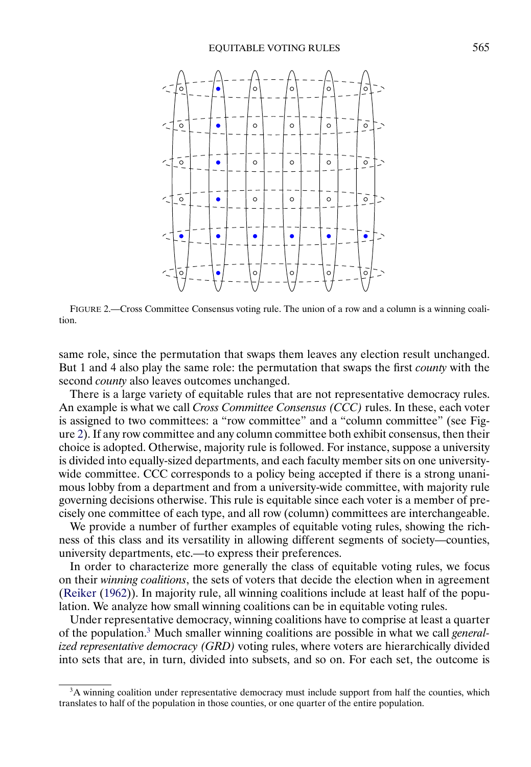FIGURE 2.—Cross Committee Consensus voting rule. The union of a row and a column is a winning coalition.

same role, since the permutation that swaps them leaves any election result unchanged. But 1 and 4 also play the same role: the permutation that swaps the first *county* with the second *county* also leaves outcomes unchanged.

There is a large variety of equitable rules that are not representative democracy rules. An example is what we call *Cross Committee Consensus (CCC)* rules. In these, each voter is assigned to two committees: a "row committee" and a "column committee" (see Figure 2). If any row committee and any column committee both exhibit consensus, then their choice is adopted. Otherwise, majority rule is followed. For instance, suppose a university is divided into equally-sized departments, and each faculty member sits on one university-wide committee. CCC corresponds to a policy being accepted if there is a strong unanimous lobby from a department and from a university-wide committee, with majority rule governing decisions otherwise. This rule is equitable since each voter is a member of precisely one committee of each type, and all row (column) committees are interchangeable.

We provide a number of further examples of equitable voting rules, showing the richness of this class and its versatility in allowing different segments of society—counties, university departments, etc.—to express their preferences.

In order to characterize more generally the class of equitable voting rules, we focus on their *winning coalitions*, the sets of voters that decide the election when in agreement (Reiker (1962)). In majority rule, all winning coalitions include at least half of the population. We analyze how small winning coalitions can be in equitable voting rules.

Under representative democracy, winning coalitions have to comprise at least a quarter of the population.[3] Much smaller winning coalitions are possible in what we call *generalized representative democracy (GRD)* voting rules, where voters are hierarchically divided into sets that are, in turn, divided into subsets, and so on. For each set, the outcome is

[3] A winning coalition under representative democracy must include support from half the counties, which translates to half of the population in those counties, or one quarter of the entire population.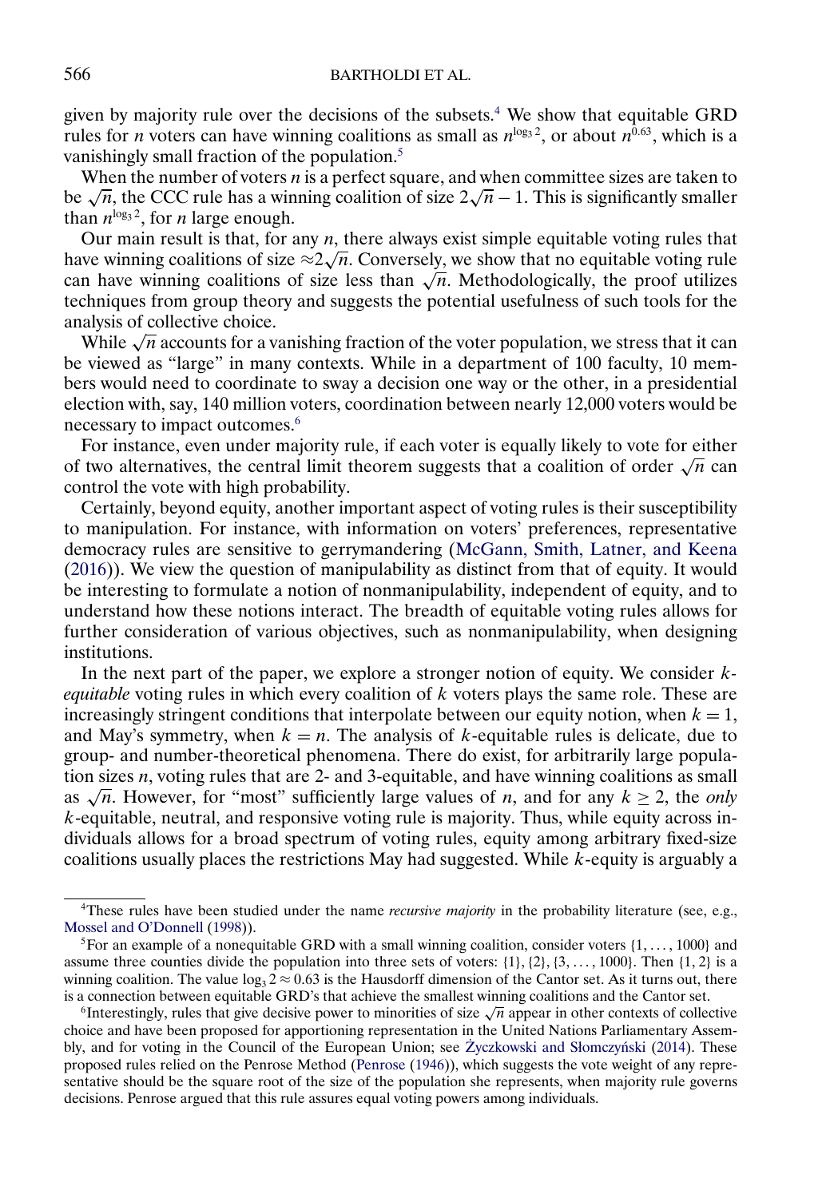given by majority rule over the decisions of the subsets.[4] We show that equitable GRD rules for $n$ voters can have winning coalitions as small as $n^{\log_3 2}$, or about $n^{0.63}$, which is a vanishingly small fraction of the population.[5]

When the number of voters $n$ is a perfect square, and when committee sizes are taken to be $\sqrt{n}$, the CCC rule has a winning coalition of size $2\sqrt{n}-1$. This is significantly smaller than $n^{\log_3 2}$, for $n$ large enough.

Our main result is that, for any $n$, there always exist simple equitable voting rules that have winning coalitions of size $\approx 2\sqrt{n}$. Conversely, we show that no equitable voting rule can have winning coalitions of size less than $\sqrt{n}$. Methodologically, the proof utilizes techniques from group theory and suggests the potential usefulness of such tools for the analysis of collective choice.

While $\sqrt{n}$ accounts for a vanishing fraction of the voter population, we stress that it can be viewed as "large" in many contexts. While in a department of 100 faculty, 10 members would need to coordinate to sway a decision one way or the other, in a presidential election with, say, 140 million voters, coordination between nearly 12,000 voters would be necessary to impact outcomes.[6]

For instance, even under majority rule, if each voter is equally likely to vote for either of two alternatives, the central limit theorem suggests that a coalition of order $\sqrt{n}$ can control the vote with high probability.

Certainly, beyond equity, another important aspect of voting rules is their susceptibility to manipulation. For instance, with information on voters' preferences, representative democracy rules are sensitive to gerrymandering (McGann, Smith, Latner, and Keena (2016)). We view the question of manipulability as distinct from that of equity. It would be interesting to formulate a notion of nonmanipulability, independent of equity, and to understand how these notions interact. The breadth of equitable voting rules allows for further consideration of various objectives, such as nonmanipulability, when designing institutions.

In the next part of the paper, we explore a stronger notion of equity. We consider $k$-*equitable* voting rules in which every coalition of $k$ voters plays the same role. These are increasingly stringent conditions that interpolate between our equity notion, when $k=1$, and May's symmetry, when $k=n$. The analysis of $k$-equitable rules is delicate, due to group- and number-theoretical phenomena. There do exist, for arbitrarily large population sizes $n$, voting rules that are 2- and 3-equitable, and have winning coalitions as small as $\sqrt{n}$. However, for "most" sufficiently large values of $n$, and for any $k \geq 2$, the *only* $k$-equitable, neutral, and responsive voting rule is majority. Thus, while equity across individuals allows for a broad spectrum of voting rules, equity among arbitrary fixed-size coalitions usually places the restrictions May had suggested. While $k$-equity is arguably a

---

[4] These rules have been studied under the name *recursive majority* in the probability literature (see, e.g., Mossel and O'Donnell (1998)).

[5] For an example of a nonequitable GRD with a small winning coalition, consider voters $\{1, \dots, 1000\}$ and assume three counties divide the population into three sets of voters: $\{1\}, \{2\}, \{3, \dots, 1000\}$. Then $\{1, 2\}$ is a winning coalition. The value $\log_3 2 \approx 0.63$ is the Hausdorff dimension of the Cantor set. As it turns out, there is a connection between equitable GRD's that achieve the smallest winning coalitions and the Cantor set.

[6] Interestingly, rules that give decisive power to minorities of size $\sqrt{n}$ appear in other contexts of collective choice and have been proposed for apportioning representation in the United Nations Parliamentary Assembly, and for voting in the Council of the European Union; see Życzkowski and Słomczyński (2014). These proposed rules relied on the Penrose Method (Penrose (1946)), which suggests the vote weight of any representative should be the square root of the size of the population she represents, when majority rule governs decisions. Penrose argued that this rule assures equal voting powers among individuals.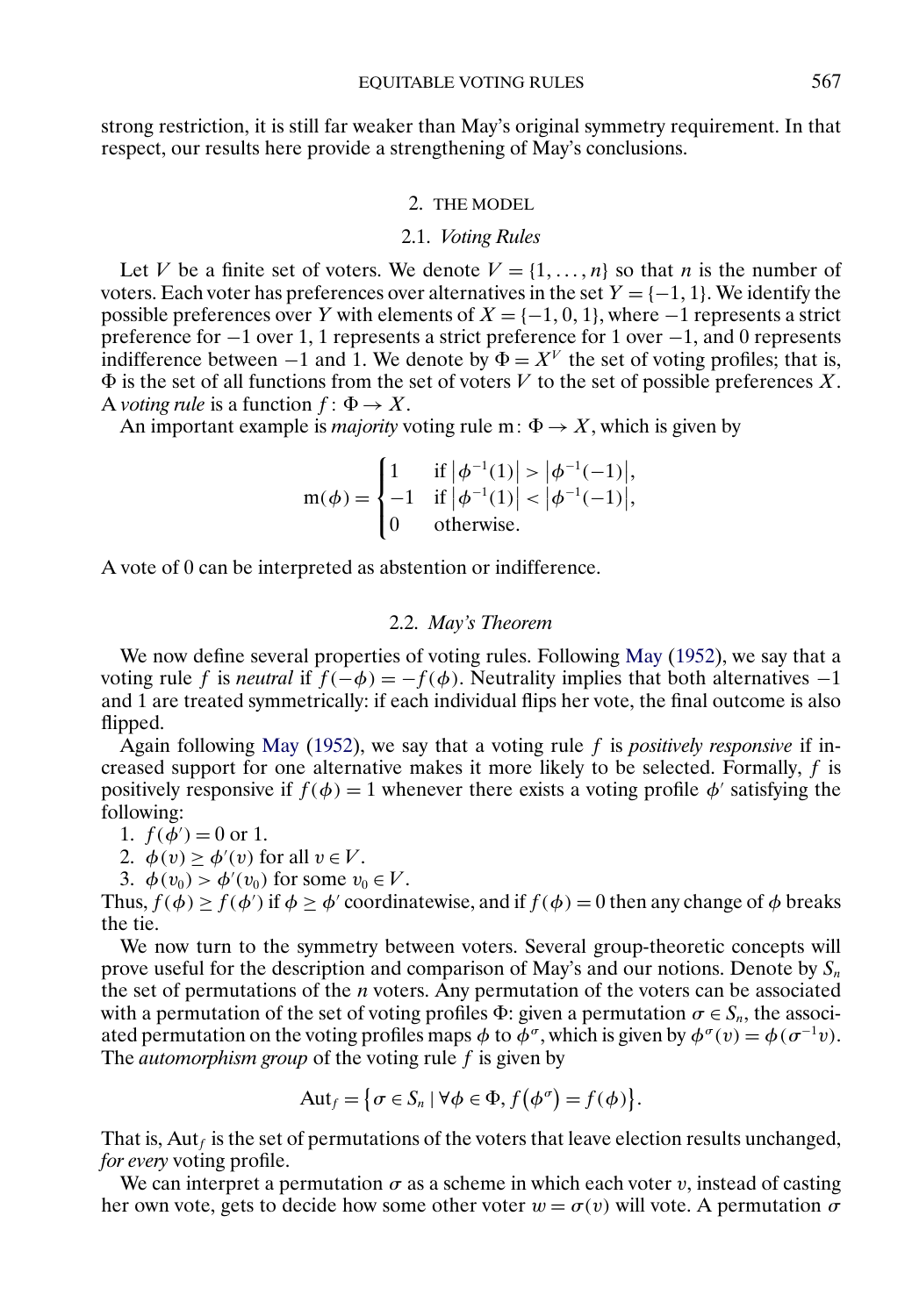strong restriction, it is still far weaker than May's original symmetry requirement. In that respect, our results here provide a strengthening of May's conclusions.

## 2. THE MODEL

### 2.1. *Voting Rules*

Let $V$ be a finite set of voters. We denote $V = \{1, \dots, n\}$ so that $n$ is the number of voters. Each voter has preferences over alternatives in the set $Y = \{-1, 1\}$. We identify the possible preferences over $Y$ with elements of $X = \{-1, 0, 1\}$, where $-1$ represents a strict preference for $-1$ over 1, 1 represents a strict preference for 1 over $-1$, and 0 represents indifference between $-1$ and 1. We denote by $\Phi = X^V$ the set of voting profiles; that is, $\Phi$ is the set of all functions from the set of voters $V$ to the set of possible preferences $X$. A *voting rule* is a function $f : \Phi \to X$.

An important example is *majority* voting rule $\mathrm{m} : \Phi \to X$, which is given by

$$\mathrm{m}(\phi) = \begin{cases} 1 & \text{if } \left|\phi^{-1}(1)\right| > \left|\phi^{-1}(-1)\right|, \\ -1 & \text{if } \left|\phi^{-1}(1)\right| < \left|\phi^{-1}(-1)\right|, \\ 0 & \text{otherwise.} \end{cases}$$

A vote of 0 can be interpreted as abstention or indifference.

### 2.2. *May's Theorem*

We now define several properties of voting rules. Following May (1952), we say that a voting rule $f$ is *neutral* if $f(-\phi) = -f(\phi)$. Neutrality implies that both alternatives $-1$ and 1 are treated symmetrically: if each individual flips her vote, the final outcome is also flipped.

Again following May (1952), we say that a voting rule $f$ is *positively responsive* if increased support for one alternative makes it more likely to be selected. Formally, $f$ is positively responsive if $f(\phi) = 1$ whenever there exists a voting profile $\phi'$ satisfying the following:

1. $f(\phi') = 0$ or 1.
2. $\phi(v) \geq \phi'(v)$ for all $v \in V$.
3. $\phi(v_0) > \phi'(v_0)$ for some $v_0 \in V$.

Thus, $f(\phi) \geq f(\phi')$ if $\phi \geq \phi'$ coordinatewise, and if $f(\phi) = 0$ then any change of $\phi$ breaks the tie.

We now turn to the symmetry between voters. Several group-theoretic concepts will prove useful for the description and comparison of May's and our notions. Denote by $S_n$ the set of permutations of the $n$ voters. Any permutation of the voters can be associated with a permutation of the set of voting profiles $\Phi$: given a permutation $\sigma \in S_n$, the associated permutation on the voting profiles maps $\phi$ to $\phi^\sigma$, which is given by $\phi^\sigma(v) = \phi(\sigma^{-1}v)$. The *automorphism group* of the voting rule $f$ is given by

$$\mathrm{Aut}_f = \{\sigma \in S_n \mid \forall \phi \in \Phi, f(\phi^\sigma) = f(\phi)\}.$$

That is, $\mathrm{Aut}_f$ is the set of permutations of the voters that leave election results unchanged, *for every* voting profile.

We can interpret a permutation $\sigma$ as a scheme in which each voter $v$, instead of casting her own vote, gets to decide how some other voter $w = \sigma(v)$ will vote. A permutation $\sigma$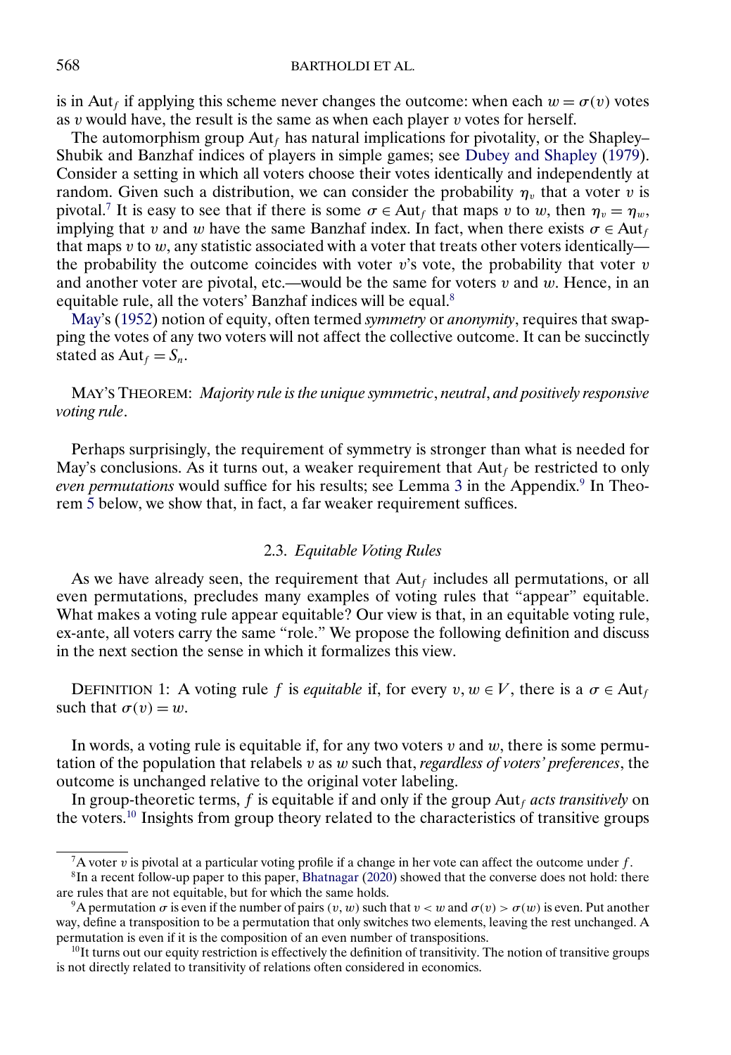is in $\mathrm{Aut}_f$ if applying this scheme never changes the outcome: when each $w = \sigma(v)$ votes as $v$ would have, the result is the same as when each player $v$ votes for herself.

The automorphism group $\mathrm{Aut}_f$ has natural implications for pivotality, or the Shapley–Shubik and Banzhaf indices of players in simple games; see Dubey and Shapley (1979). Consider a setting in which all voters choose their votes identically and independently at random. Given such a distribution, we can consider the probability $\eta_v$ that a voter $v$ is pivotal.[7] It is easy to see that if there is some $\sigma \in \mathrm{Aut}_f$ that maps $v$ to $w$, then $\eta_v = \eta_w$, implying that $v$ and $w$ have the same Banzhaf index. In fact, when there exists $\sigma \in \mathrm{Aut}_f$ that maps $v$ to $w$, any statistic associated with a voter that treats other voters identically—the probability the outcome coincides with voter $v$'s vote, the probability that voter $v$ and another voter are pivotal, etc.—would be the same for voters $v$ and $w$. Hence, in an equitable rule, all the voters' Banzhaf indices will be equal.[8]

May's (1952) notion of equity, often termed *symmetry* or *anonymity*, requires that swapping the votes of any two voters will not affect the collective outcome. It can be succinctly stated as $\mathrm{Aut}_f = S_n$.

MAY'S THEOREM: *Majority rule is the unique symmetric, neutral, and positively responsive voting rule.*

Perhaps surprisingly, the requirement of symmetry is stronger than what is needed for May's conclusions. As it turns out, a weaker requirement that $\mathrm{Aut}_f$ be restricted to only *even permutations* would suffice for his results; see Lemma 3 in the Appendix.[9] In Theorem 5 below, we show that, in fact, a far weaker requirement suffices.

### 2.3. *Equitable Voting Rules*

As we have already seen, the requirement that $\mathrm{Aut}_f$ includes all permutations, or all even permutations, precludes many examples of voting rules that "appear" equitable. What makes a voting rule appear equitable? Our view is that, in an equitable voting rule, ex-ante, all voters carry the same "role." We propose the following definition and discuss in the next section the sense in which it formalizes this view.

DEFINITION 1: A voting rule $f$ is *equitable* if, for every $v, w \in V$, there is a $\sigma \in \mathrm{Aut}_f$ such that $\sigma(v) = w$.

In words, a voting rule is equitable if, for any two voters $v$ and $w$, there is some permutation of the population that relabels $v$ as $w$ such that, *regardless of voters' preferences*, the outcome is unchanged relative to the original voter labeling.

In group-theoretic terms, $f$ is equitable if and only if the group $\mathrm{Aut}_f$ *acts transitively* on the voters.[10] Insights from group theory related to the characteristics of transitive groups

---

[7] A voter $v$ is pivotal at a particular voting profile if a change in her vote can affect the outcome under $f$.

[8] In a recent follow-up paper to this paper, Bhatnagar (2020) showed that the converse does not hold: there are rules that are not equitable, but for which the same holds.

[9] A permutation $\sigma$ is even if the number of pairs $(v, w)$ such that $v < w$ and $\sigma(v) > \sigma(w)$ is even. Put another way, define a transposition to be a permutation that only switches two elements, leaving the rest unchanged. A permutation is even if it is the composition of an even number of transpositions.

[10] It turns out our equity restriction is effectively the definition of transitivity. The notion of transitive groups is not directly related to transitivity of relations often considered in economics.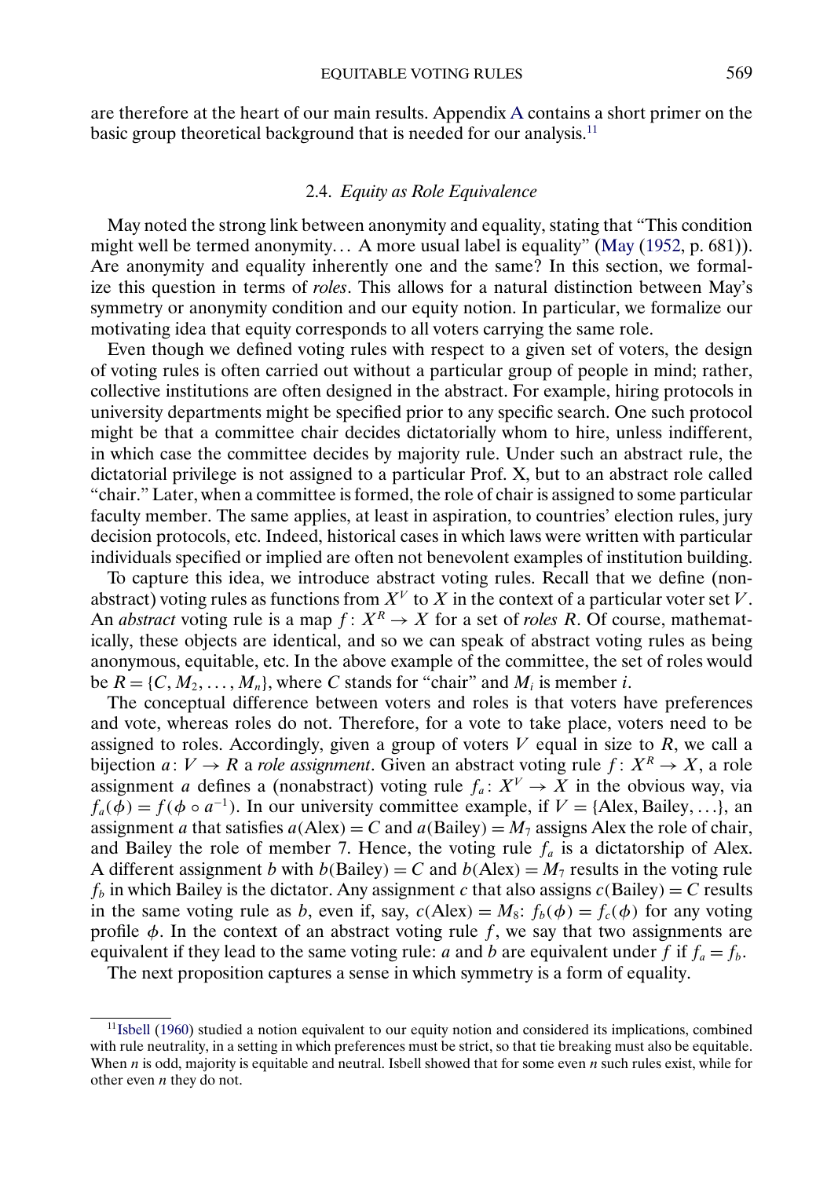are therefore at the heart of our main results. Appendix A contains a short primer on the basic group theoretical background that is needed for our analysis.[11]

### 2.4. *Equity as Role Equivalence*

May noted the strong link between anonymity and equality, stating that "This condition might well be termed anonymity… A more usual label is equality" (May (1952, p. 681)). Are anonymity and equality inherently one and the same? In this section, we formalize this question in terms of *roles*. This allows for a natural distinction between May's symmetry or anonymity condition and our equity notion. In particular, we formalize our motivating idea that equity corresponds to all voters carrying the same role.

Even though we defined voting rules with respect to a given set of voters, the design of voting rules is often carried out without a particular group of people in mind; rather, collective institutions are often designed in the abstract. For example, hiring protocols in university departments might be specified prior to any specific search. One such protocol might be that a committee chair decides dictatorially whom to hire, unless indifferent, in which case the committee decides by majority rule. Under such an abstract rule, the dictatorial privilege is not assigned to a particular Prof. X, but to an abstract role called "chair." Later, when a committee is formed, the role of chair is assigned to some particular faculty member. The same applies, at least in aspiration, to countries' election rules, jury decision protocols, etc. Indeed, historical cases in which laws were written with particular individuals specified or implied are often not benevolent examples of institution building.

To capture this idea, we introduce abstract voting rules. Recall that we define (nonabstract) voting rules as functions from $X^V$ to $X$ in the context of a particular voter set $V$. An *abstract* voting rule is a map $f: X^R \to X$ for a set of *roles* $R$. Of course, mathematically, these objects are identical, and so we can speak of abstract voting rules as being anonymous, equitable, etc. In the above example of the committee, the set of roles would be $R = \{C, M_2, \dots, M_n\}$, where $C$ stands for "chair" and $M_i$ is member $i$.

The conceptual difference between voters and roles is that voters have preferences and vote, whereas roles do not. Therefore, for a vote to take place, voters need to be assigned to roles. Accordingly, given a group of voters $V$ equal in size to $R$, we call a bijection $a: V \to R$ a *role assignment*. Given an abstract voting rule $f: X^R \to X$, a role assignment $a$ defines a (nonabstract) voting rule $f_a: X^V \to X$ in the obvious way, via $f_a(\phi) = f(\phi \circ a^{-1})$. In our university committee example, if $V = \{\text{Alex}, \text{Bailey}, \dots\}$, an assignment $a$ that satisfies $a(\text{Alex}) = C$ and $a(\text{Bailey}) = M_7$ assigns Alex the role of chair, and Bailey the role of member 7. Hence, the voting rule $f_a$ is a dictatorship of Alex. A different assignment $b$ with $b(\text{Bailey}) = C$ and $b(\text{Alex}) = M_7$ results in the voting rule $f_b$ in which Bailey is the dictator. Any assignment $c$ that also assigns $c(\text{Bailey}) = C$ results in the same voting rule as $b$, even if, say, $c(\text{Alex}) = M_8$: $f_b(\phi) = f_c(\phi)$ for any voting profile $\phi$. In the context of an abstract voting rule $f$, we say that two assignments are equivalent if they lead to the same voting rule: $a$ and $b$ are equivalent under $f$ if $f_a = f_b$.

The next proposition captures a sense in which symmetry is a form of equality.

[11] Isbell (1960) studied a notion equivalent to our equity notion and considered its implications, combined with rule neutrality, in a setting in which preferences must be strict, so that tie breaking must also be equitable. When $n$ is odd, majority is equitable and neutral. Isbell showed that for some even $n$ such rules exist, while for other even $n$ they do not.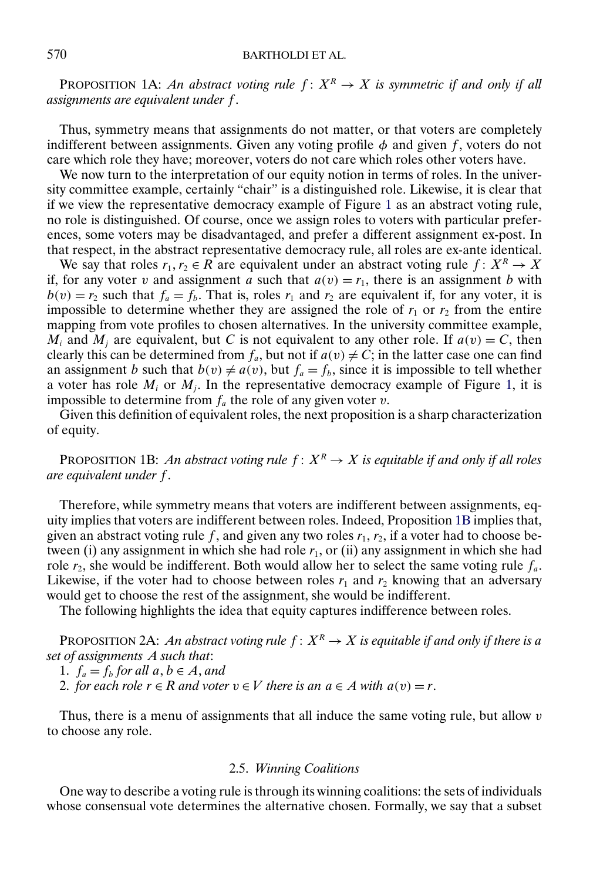PROPOSITION 1A: *An abstract voting rule $f: X^R \to X$ is symmetric if and only if all assignments are equivalent under $f$.*

Thus, symmetry means that assignments do not matter, or that voters are completely indifferent between assignments. Given any voting profile $\phi$ and given $f$, voters do not care which role they have; moreover, voters do not care which roles other voters have.

We now turn to the interpretation of our equity notion in terms of roles. In the university committee example, certainly "chair" is a distinguished role. Likewise, it is clear that if we view the representative democracy example of Figure 1 as an abstract voting rule, no role is distinguished. Of course, once we assign roles to voters with particular preferences, some voters may be disadvantaged, and prefer a different assignment ex-post. In that respect, in the abstract representative democracy rule, all roles are ex-ante identical.

We say that roles $r_1, r_2 \in R$ are equivalent under an abstract voting rule $f: X^R \to X$ if, for any voter $v$ and assignment $a$ such that $a(v) = r_1$, there is an assignment $b$ with $b(v) = r_2$ such that $f_a = f_b$. That is, roles $r_1$ and $r_2$ are equivalent if, for any voter, it is impossible to determine whether they are assigned the role of $r_1$ or $r_2$ from the entire mapping from vote profiles to chosen alternatives. In the university committee example, $M_i$ and $M_j$ are equivalent, but $C$ is not equivalent to any other role. If $a(v) = C$, then clearly this can be determined from $f_a$, but not if $a(v) \neq C$; in the latter case one can find an assignment $b$ such that $b(v) \neq a(v)$, but $f_a = f_b$, since it is impossible to tell whether a voter has role $M_i$ or $M_j$. In the representative democracy example of Figure 1, it is impossible to determine from $f_a$ the role of any given voter $v$.

Given this definition of equivalent roles, the next proposition is a sharp characterization of equity.

PROPOSITION 1B: *An abstract voting rule $f: X^R \to X$ is equitable if and only if all roles are equivalent under $f$.*

Therefore, while symmetry means that voters are indifferent between assignments, equity implies that voters are indifferent between roles. Indeed, Proposition 1B implies that, given an abstract voting rule $f$, and given any two roles $r_1, r_2$, if a voter had to choose between (i) any assignment in which she had role $r_1$, or (ii) any assignment in which she had role $r_2$, she would be indifferent. Both would allow her to select the same voting rule $f_a$. Likewise, if the voter had to choose between roles $r_1$ and $r_2$ knowing that an adversary would get to choose the rest of the assignment, she would be indifferent.

The following highlights the idea that equity captures indifference between roles.

PROPOSITION 2A: *An abstract voting rule $f: X^R \to X$ is equitable if and only if there is a set of assignments $A$ such that:*

1. *$f_a = f_b$ for all $a, b \in A$, and*
2. *for each role $r \in R$ and voter $v \in V$ there is an $a \in A$ with $a(v) = r$.*

Thus, there is a menu of assignments that all induce the same voting rule, but allow $v$ to choose any role.

### 2.5. *Winning Coalitions*

One way to describe a voting rule is through its winning coalitions: the sets of individuals whose consensual vote determines the alternative chosen. Formally, we say that a subset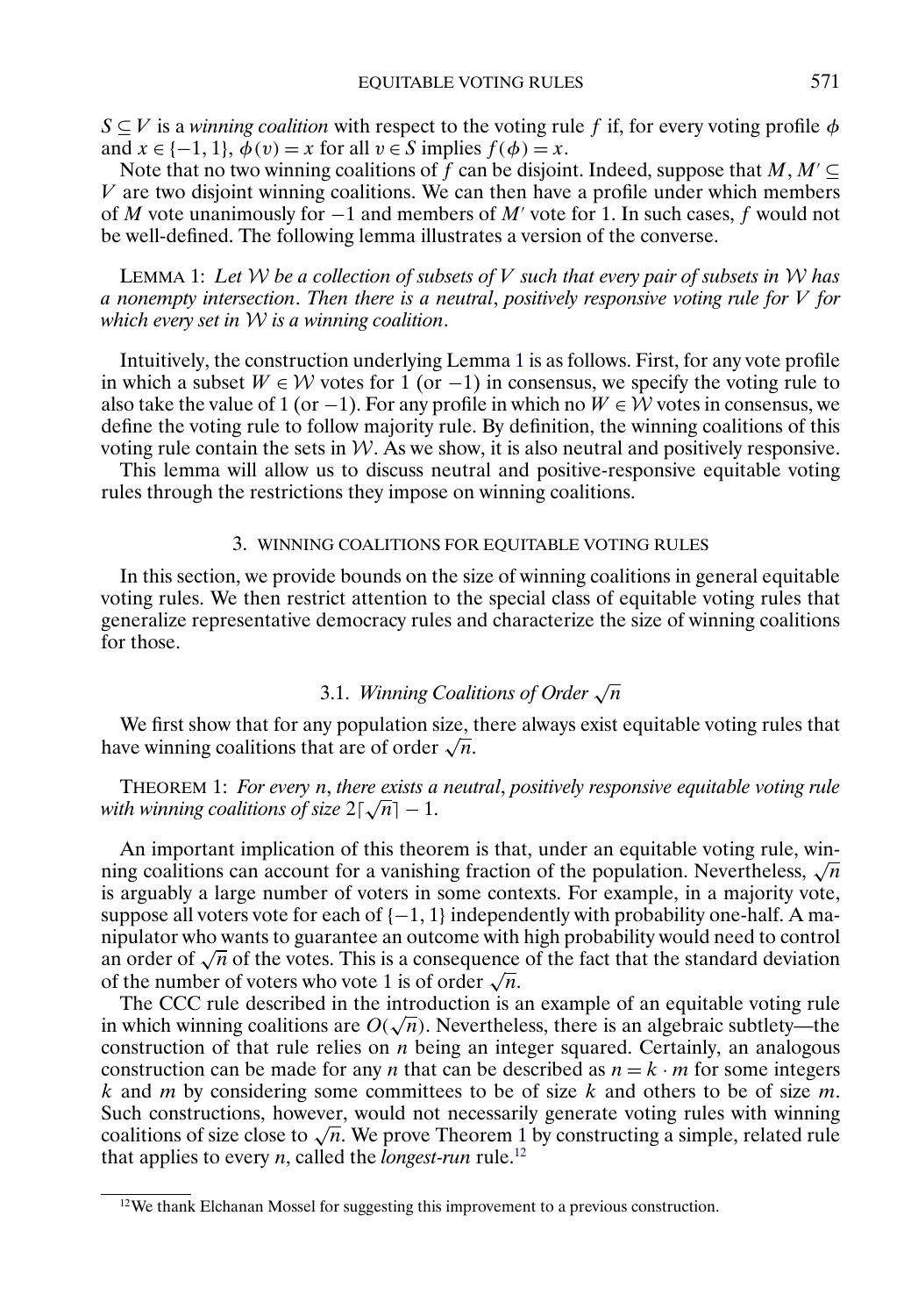$S \subseteq V$ is a *winning coalition* with respect to the voting rule $f$ if, for every voting profile $\phi$ and $x \in \{-1, 1\}$, $\phi(v) = x$ for all $v \in S$ implies $f(\phi) = x$.

Note that no two winning coalitions of $f$ can be disjoint. Indeed, suppose that $M, M' \subseteq V$ are two disjoint winning coalitions. We can then have a profile under which members of $M$ vote unanimously for $-1$ and members of $M'$ vote for 1. In such cases, $f$ would not be well-defined. The following lemma illustrates a version of the converse.

LEMMA 1: *Let $\mathcal{W}$ be a collection of subsets of $V$ such that every pair of subsets in $\mathcal{W}$ has a nonempty intersection. Then there is a neutral, positively responsive voting rule for $V$ for which every set in $\mathcal{W}$ is a winning coalition.*

Intuitively, the construction underlying Lemma 1 is as follows. First, for any vote profile in which a subset $W \in \mathcal{W}$ votes for 1 (or $-1$) in consensus, we specify the voting rule to also take the value of 1 (or $-1$). For any profile in which no $W \in \mathcal{W}$ votes in consensus, we define the voting rule to follow majority rule. By definition, the winning coalitions of this voting rule contain the sets in $\mathcal{W}$. As we show, it is also neutral and positively responsive.

This lemma will allow us to discuss neutral and positive-responsive equitable voting rules through the restrictions they impose on winning coalitions.

## 3. WINNING COALITIONS FOR EQUITABLE VOTING RULES

In this section, we provide bounds on the size of winning coalitions in general equitable voting rules. We then restrict attention to the special class of equitable voting rules that generalize representative democracy rules and characterize the size of winning coalitions for those.

### 3.1. *Winning Coalitions of Order $\sqrt{n}$*

We first show that for any population size, there always exist equitable voting rules that have winning coalitions that are of order $\sqrt{n}$.

THEOREM 1: *For every $n$, there exists a neutral, positively responsive equitable voting rule with winning coalitions of size $2\lceil\sqrt{n}\rceil - 1$.*

An important implication of this theorem is that, under an equitable voting rule, winning coalitions can account for a vanishing fraction of the population. Nevertheless, $\sqrt{n}$ is arguably a large number of voters in some contexts. For example, in a majority vote, suppose all voters vote for each of $\{-1, 1\}$ independently with probability one-half. A manipulator who wants to guarantee an outcome with high probability would need to control an order of $\sqrt{n}$ of the votes. This is a consequence of the fact that the standard deviation of the number of voters who vote 1 is of order $\sqrt{n}$.

The CCC rule described in the introduction is an example of an equitable voting rule in which winning coalitions are $O(\sqrt{n})$. Nevertheless, there is an algebraic subtlety—the construction of that rule relies on $n$ being an integer squared. Certainly, an analogous construction can be made for any $n$ that can be described as $n = k \cdot m$ for some integers $k$ and $m$ by considering some committees to be of size $k$ and others to be of size $m$. Such constructions, however, would not necessarily generate voting rules with winning coalitions of size close to $\sqrt{n}$. We prove Theorem 1 by constructing a simple, related rule that applies to every $n$, called the *longest-run* rule.[12]

[12]We thank Elchanan Mossel for suggesting this improvement to a previous construction.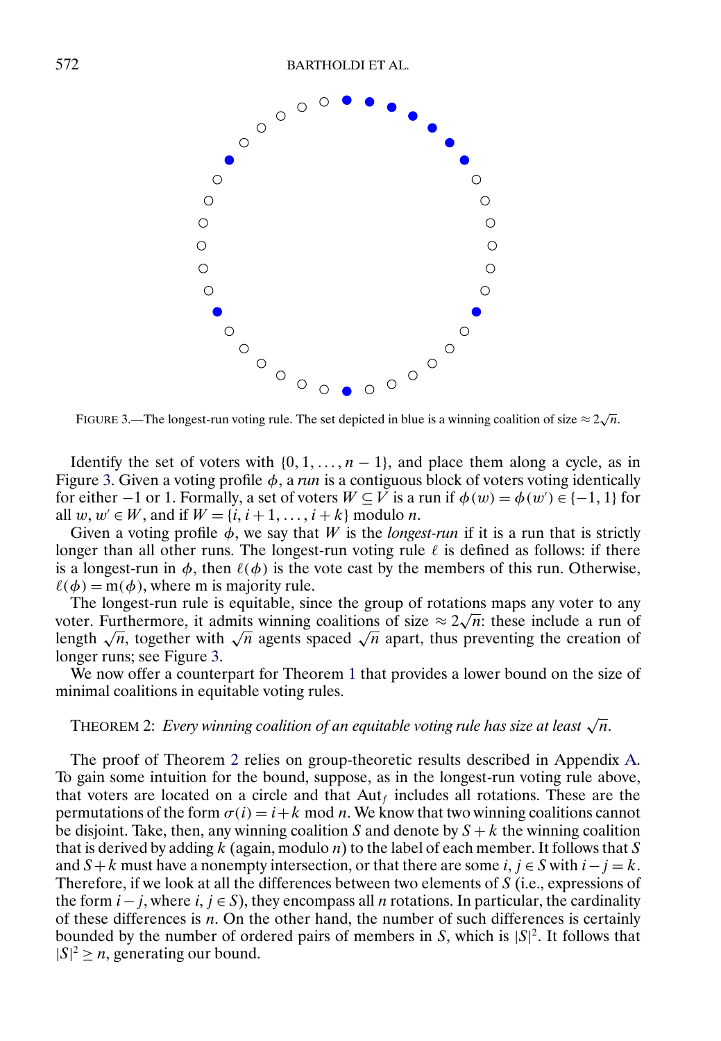FIGURE 3.—The longest-run voting rule. The set depicted in blue is a winning coalition of size $\approx 2\sqrt{n}$.

Identify the set of voters with $\{0, 1, \dots, n-1\}$, and place them along a cycle, as in Figure 3. Given a voting profile $\phi$, a *run* is a contiguous block of voters voting identically for either $-1$ or 1. Formally, a set of voters $W \subseteq V$ is a run if $\phi(w) = \phi(w') \in \{-1, 1\}$ for all $w, w' \in W$, and if $W = \{i, i+1, \dots, i+k\}$ modulo $n$.

Given a voting profile $\phi$, we say that $W$ is the *longest-run* if it is a run that is strictly longer than all other runs. The longest-run voting rule $\ell$ is defined as follows: if there is a longest-run in $\phi$, then $\ell(\phi)$ is the vote cast by the members of this run. Otherwise, $\ell(\phi) = \mathrm{m}(\phi)$, where m is majority rule.

The longest-run rule is equitable, since the group of rotations maps any voter to any voter. Furthermore, it admits winning coalitions of size $\approx 2\sqrt{n}$: these include a run of length $\sqrt{n}$, together with $\sqrt{n}$ agents spaced $\sqrt{n}$ apart, thus preventing the creation of longer runs; see Figure 3.

We now offer a counterpart for Theorem 1 that provides a lower bound on the size of minimal coalitions in equitable voting rules.

THEOREM 2: *Every winning coalition of an equitable voting rule has size at least* $\sqrt{n}$.

The proof of Theorem 2 relies on group-theoretic results described in Appendix A. To gain some intuition for the bound, suppose, as in the longest-run voting rule above, that voters are located on a circle and that $\mathrm{Aut}_f$ includes all rotations. These are the permutations of the form $\sigma(i) = i + k \mod n$. We know that two winning coalitions cannot be disjoint. Take, then, any winning coalition $S$ and denote by $S + k$ the winning coalition that is derived by adding $k$ (again, modulo $n$) to the label of each member. It follows that $S$ and $S + k$ must have a nonempty intersection, or that there are some $i, j \in S$ with $i - j = k$. Therefore, if we look at all the differences between two elements of $S$ (i.e., expressions of the form $i - j$, where $i, j \in S$), they encompass all $n$ rotations. In particular, the cardinality of these differences is $n$. On the other hand, the number of such differences is certainly bounded by the number of ordered pairs of members in $S$, which is $|S|^2$. It follows that $|S|^2 \geq n$, generating our bound.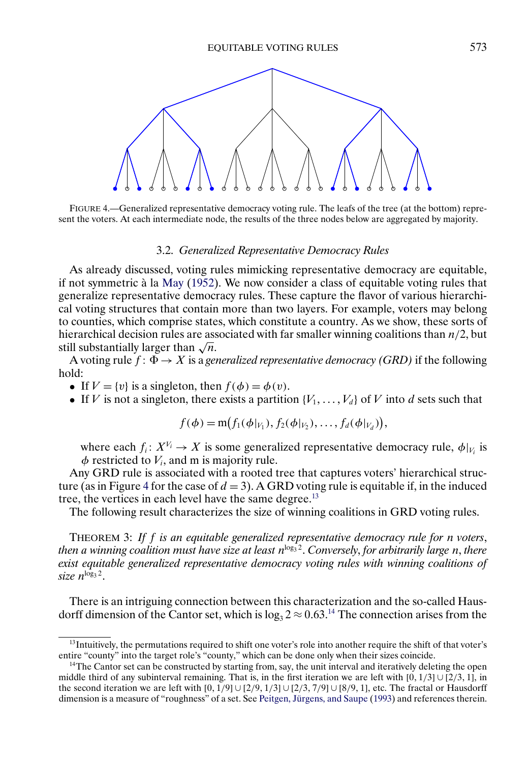FIGURE 4.—Generalized representative democracy voting rule. The leafs of the tree (at the bottom) represent the voters. At each intermediate node, the results of the three nodes below are aggregated by majority.

### 3.2. *Generalized Representative Democracy Rules*

As already discussed, voting rules mimicking representative democracy are equitable, if not symmetric à la May (1952). We now consider a class of equitable voting rules that generalize representative democracy rules. These capture the flavor of various hierarchical voting structures that contain more than two layers. For example, voters may belong to counties, which comprise states, which constitute a country. As we show, these sorts of hierarchical decision rules are associated with far smaller winning coalitions than $n/2$, but still substantially larger than $\sqrt{n}$.

A voting rule $f : \Phi \to X$ is a *generalized representative democracy (GRD)* if the following hold:

- If $V = \{v\}$ is a singleton, then $f(\phi) = \phi(v)$.
- If $V$ is not a singleton, there exists a partition $\{V_1, \dots, V_d\}$ of $V$ into $d$ sets such that

$$f(\phi) = \mathrm{m}\big(f_1(\phi|_{V_1}), f_2(\phi|_{V_2}), \dots, f_d(\phi|_{V_d})\big),$$

where each $f_i : X^{V_i} \to X$ is some generalized representative democracy rule, $\phi|_{V_i}$ is $\phi$ restricted to $V_i$, and m is majority rule.

Any GRD rule is associated with a rooted tree that captures voters' hierarchical structure (as in Figure 4 for the case of $d = 3$). A GRD voting rule is equitable if, in the induced tree, the vertices in each level have the same degree.[13]

The following result characterizes the size of winning coalitions in GRD voting rules.

THEOREM 3: *If $f$ is an equitable generalized representative democracy rule for $n$ voters, then a winning coalition must have size at least $n^{\log_3 2}$. Conversely, for arbitrarily large $n$, there exist equitable generalized representative democracy voting rules with winning coalitions of size $n^{\log_3 2}$.*

There is an intriguing connection between this characterization and the so-called Hausdorff dimension of the Cantor set, which is $\log_3 2 \approx 0.63$.[14] The connection arises from the

[13] Intuitively, the permutations required to shift one voter's role into another require the shift of that voter's entire "county" into the target role's "county," which can be done only when their sizes coincide.

[14] The Cantor set can be constructed by starting from, say, the unit interval and iteratively deleting the open middle third of any subinterval remaining. That is, in the first iteration we are left with $[0, 1/3] \cup [2/3, 1]$, in the second iteration we are left with $[0, 1/9] \cup [2/9, 1/3] \cup [2/3, 7/9] \cup [8/9, 1]$, etc. The fractal or Hausdorff dimension is a measure of "roughness" of a set. See Peitgen, Jürgens, and Saupe (1993) and references therein.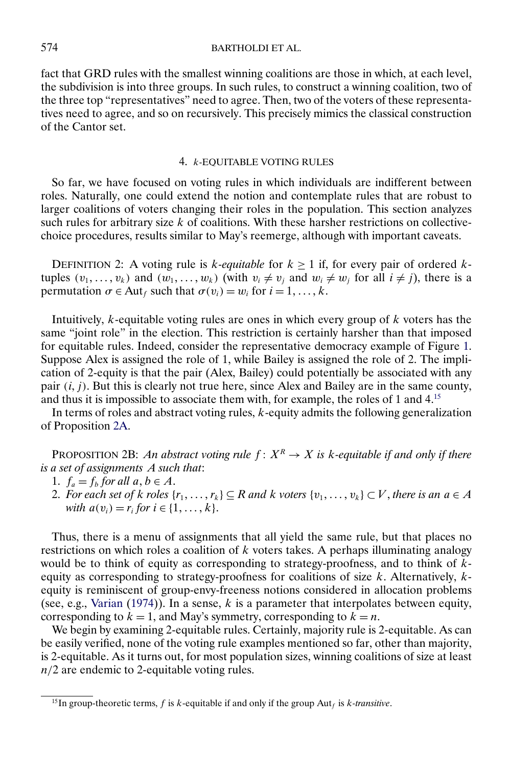fact that GRD rules with the smallest winning coalitions are those in which, at each level, the subdivision is into three groups. In such rules, to construct a winning coalition, two of the three top "representatives" need to agree. Then, two of the voters of these representatives need to agree, and so on recursively. This precisely mimics the classical construction of the Cantor set.

## 4. $k$-EQUITABLE VOTING RULES

So far, we have focused on voting rules in which individuals are indifferent between roles. Naturally, one could extend the notion and contemplate rules that are robust to larger coalitions of voters changing their roles in the population. This section analyzes such rules for arbitrary size $k$ of coalitions. With these harsher restrictions on collective-choice procedures, results similar to May's reemerge, although with important caveats.

DEFINITION 2: A voting rule is *$k$-equitable* for $k \geq 1$ if, for every pair of ordered $k$-tuples $(v_1, \ldots, v_k)$ and $(w_1, \ldots, w_k)$ (with $v_i \neq v_j$ and $w_i \neq w_j$ for all $i \neq j$), there is a permutation $\sigma \in \mathrm{Aut}_f$ such that $\sigma(v_i) = w_i$ for $i = 1, \ldots, k$.

Intuitively, $k$-equitable voting rules are ones in which every group of $k$ voters has the same "joint role" in the election. This restriction is certainly harsher than that imposed for equitable rules. Indeed, consider the representative democracy example of Figure 1. Suppose Alex is assigned the role of 1, while Bailey is assigned the role of 2. The implication of 2-equity is that the pair (Alex, Bailey) could potentially be associated with any pair $(i, j)$. But this is clearly not true here, since Alex and Bailey are in the same county, and thus it is impossible to associate them with, for example, the roles of 1 and 4.[15]

In terms of roles and abstract voting rules, $k$-equity admits the following generalization of Proposition 2A.

PROPOSITION 2B: *An abstract voting rule $f : X^R \to X$ is $k$-equitable if and only if there is a set of assignments $A$ such that*:

1. *$f_a = f_b$ for all $a, b \in A$.*
2. *For each set of $k$ roles $\{r_1, \ldots, r_k\} \subseteq R$ and $k$ voters $\{v_1, \ldots, v_k\} \subset V$, there is an $a \in A$ with $a(v_i) = r_i$ for $i \in \{1, \ldots, k\}$.*

Thus, there is a menu of assignments that all yield the same rule, but that places no restrictions on which roles a coalition of $k$ voters takes. A perhaps illuminating analogy would be to think of equity as corresponding to strategy-proofness, and to think of $k$-equity as corresponding to strategy-proofness for coalitions of size $k$. Alternatively, $k$-equity is reminiscent of group-envy-freeness notions considered in allocation problems (see, e.g., Varian (1974)). In a sense, $k$ is a parameter that interpolates between equity, corresponding to $k = 1$, and May's symmetry, corresponding to $k = n$.

We begin by examining 2-equitable rules. Certainly, majority rule is 2-equitable. As can be easily verified, none of the voting rule examples mentioned so far, other than majority, is 2-equitable. As it turns out, for most population sizes, winning coalitions of size at least $n/2$ are endemic to 2-equitable voting rules.

[15]In group-theoretic terms, $f$ is $k$-equitable if and only if the group $\mathrm{Aut}_f$ is *$k$-transitive*.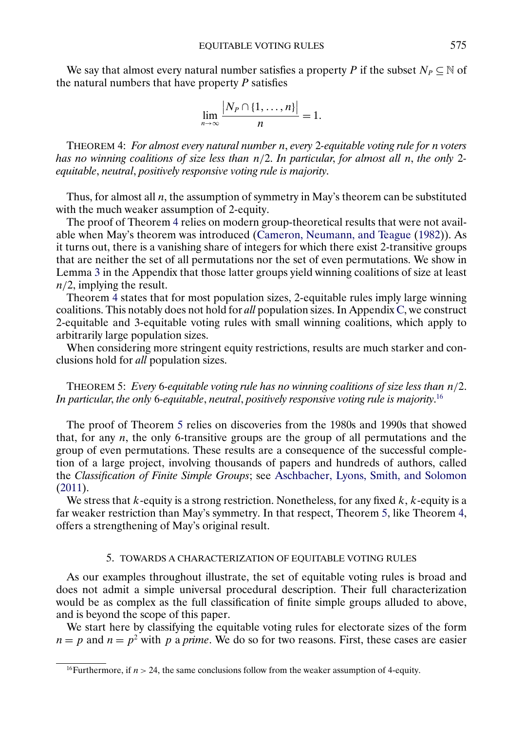We say that almost every natural number satisfies a property $P$ if the subset $N_P \subseteq \mathbb{N}$ of the natural numbers that have property $P$ satisfies

$$\lim_{n\to\infty} \frac{|N_P \cap \{1, \ldots, n\}|}{n} = 1.$$

THEOREM 4: *For almost every natural number $n$, every 2-equitable voting rule for $n$ voters has no winning coalitions of size less than $n/2$. In particular, for almost all $n$, the only 2-equitable, neutral, positively responsive voting rule is majority.*

Thus, for almost all $n$, the assumption of symmetry in May's theorem can be substituted with the much weaker assumption of 2-equity.

The proof of Theorem 4 relies on modern group-theoretical results that were not available when May's theorem was introduced (Cameron, Neumann, and Teague (1982)). As it turns out, there is a vanishing share of integers for which there exist 2-transitive groups that are neither the set of all permutations nor the set of even permutations. We show in Lemma 3 in the Appendix that those latter groups yield winning coalitions of size at least $n/2$, implying the result.

Theorem 4 states that for most population sizes, 2-equitable rules imply large winning coalitions. This notably does not hold for *all* population sizes. In Appendix C, we construct 2-equitable and 3-equitable voting rules with small winning coalitions, which apply to arbitrarily large population sizes.

When considering more stringent equity restrictions, results are much starker and conclusions hold for *all* population sizes.

THEOREM 5: *Every 6-equitable voting rule has no winning coalitions of size less than $n/2$. In particular, the only 6-equitable, neutral, positively responsive voting rule is majority.*[16]

The proof of Theorem 5 relies on discoveries from the 1980s and 1990s that showed that, for any $n$, the only 6-transitive groups are the group of all permutations and the group of even permutations. These results are a consequence of the successful completion of a large project, involving thousands of papers and hundreds of authors, called the *Classification of Finite Simple Groups*; see Aschbacher, Lyons, Smith, and Solomon (2011).

We stress that $k$-equity is a strong restriction. Nonetheless, for any fixed $k$, $k$-equity is a far weaker restriction than May's symmetry. In that respect, Theorem 5, like Theorem 4, offers a strengthening of May's original result.

## 5. TOWARDS A CHARACTERIZATION OF EQUITABLE VOTING RULES

As our examples throughout illustrate, the set of equitable voting rules is broad and does not admit a simple universal procedural description. Their full characterization would be as complex as the full classification of finite simple groups alluded to above, and is beyond the scope of this paper.

We start here by classifying the equitable voting rules for electorate sizes of the form $n = p$ and $n = p^2$ with $p$ a *prime*. We do so for two reasons. First, these cases are easier

[16] Furthermore, if $n > 24$, the same conclusions follow from the weaker assumption of 4-equity.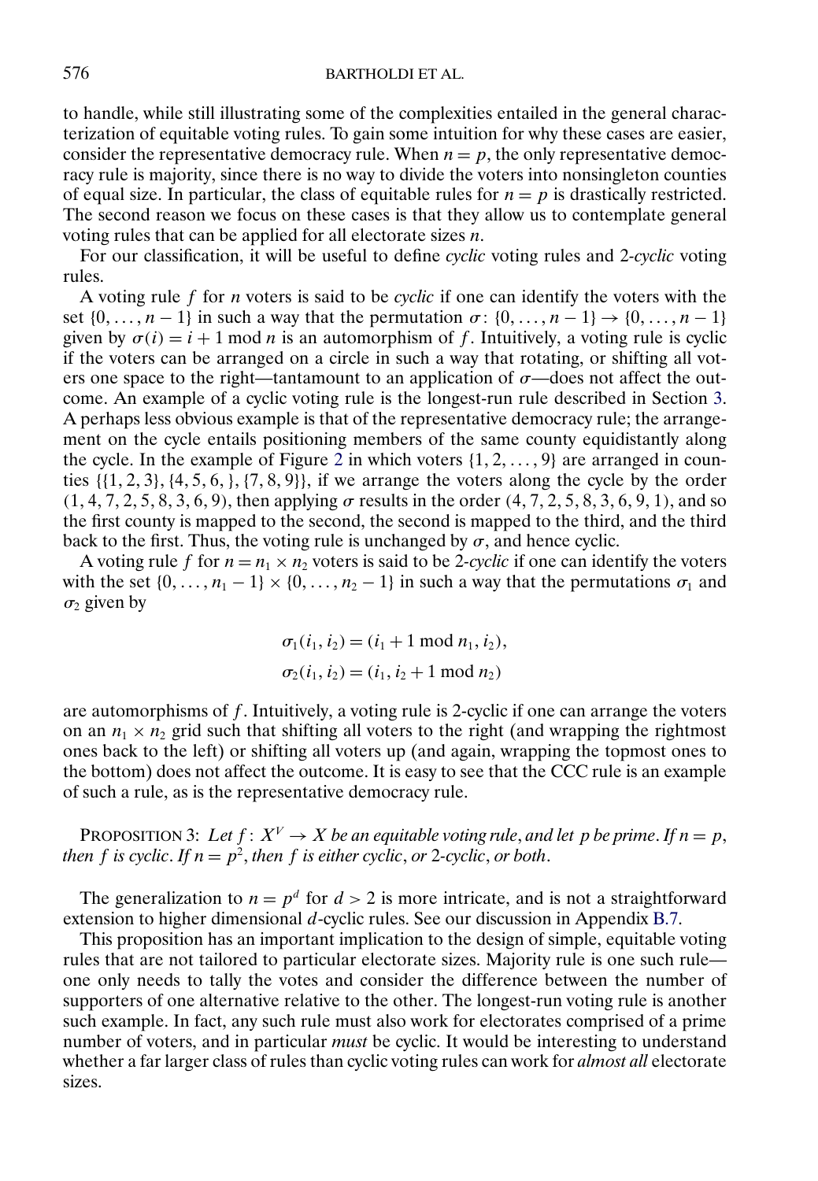to handle, while still illustrating some of the complexities entailed in the general characterization of equitable voting rules. To gain some intuition for why these cases are easier, consider the representative democracy rule. When $n = p$, the only representative democracy rule is majority, since there is no way to divide the voters into nonsingleton counties of equal size. In particular, the class of equitable rules for $n = p$ is drastically restricted. The second reason we focus on these cases is that they allow us to contemplate general voting rules that can be applied for all electorate sizes $n$.

For our classification, it will be useful to define *cyclic* voting rules and 2-*cyclic* voting rules.

A voting rule $f$ for $n$ voters is said to be *cyclic* if one can identify the voters with the set $\{0, \ldots, n-1\}$ in such a way that the permutation $\sigma \colon \{0, \ldots, n-1\} \to \{0, \ldots, n-1\}$ given by $\sigma(i) = i + 1 \bmod n$ is an automorphism of $f$. Intuitively, a voting rule is cyclic if the voters can be arranged on a circle in such a way that rotating, or shifting all voters one space to the right—tantamount to an application of $\sigma$—does not affect the outcome. An example of a cyclic voting rule is the longest-run rule described in Section 3. A perhaps less obvious example is that of the representative democracy rule; the arrangement on the cycle entails positioning members of the same county equidistantly along the cycle. In the example of Figure 2 in which voters $\{1, 2, \ldots, 9\}$ are arranged in counties $\{\{1, 2, 3\}, \{4, 5, 6, \}, \{7, 8, 9\}\}$, if we arrange the voters along the cycle by the order $(1, 4, 7, 2, 5, 8, 3, 6, 9)$, then applying $\sigma$ results in the order $(4, 7, 2, 5, 8, 3, 6, 9, 1)$, and so the first county is mapped to the second, the second is mapped to the third, and the third back to the first. Thus, the voting rule is unchanged by $\sigma$, and hence cyclic.

A voting rule $f$ for $n = n_1 \times n_2$ voters is said to be 2-*cyclic* if one can identify the voters with the set $\{0, \ldots, n_1 - 1\} \times \{0, \ldots, n_2 - 1\}$ in such a way that the permutations $\sigma_1$ and $\sigma_2$ given by

$$\sigma_1(i_1, i_2) = (i_1 + 1 \bmod n_1, i_2),$$
$$\sigma_2(i_1, i_2) = (i_1, i_2 + 1 \bmod n_2)$$

are automorphisms of $f$. Intuitively, a voting rule is 2-cyclic if one can arrange the voters on an $n_1 \times n_2$ grid such that shifting all voters to the right (and wrapping the rightmost ones back to the left) or shifting all voters up (and again, wrapping the topmost ones to the bottom) does not affect the outcome. It is easy to see that the CCC rule is an example of such a rule, as is the representative democracy rule.

PROPOSITION 3: *Let $f \colon X^V \to X$ be an equitable voting rule, and let $p$ be prime. If $n = p$, then $f$ is cyclic. If $n = p^2$, then $f$ is either cyclic, or 2-cyclic, or both.*

The generalization to $n = p^d$ for $d > 2$ is more intricate, and is not a straightforward extension to higher dimensional $d$-cyclic rules. See our discussion in Appendix B.7.

This proposition has an important implication to the design of simple, equitable voting rules that are not tailored to particular electorate sizes. Majority rule is one such rule—one only needs to tally the votes and consider the difference between the number of supporters of one alternative relative to the other. The longest-run voting rule is another such example. In fact, any such rule must also work for electorates comprised of a prime number of voters, and in particular *must* be cyclic. It would be interesting to understand whether a far larger class of rules than cyclic voting rules can work for *almost all* electorate sizes.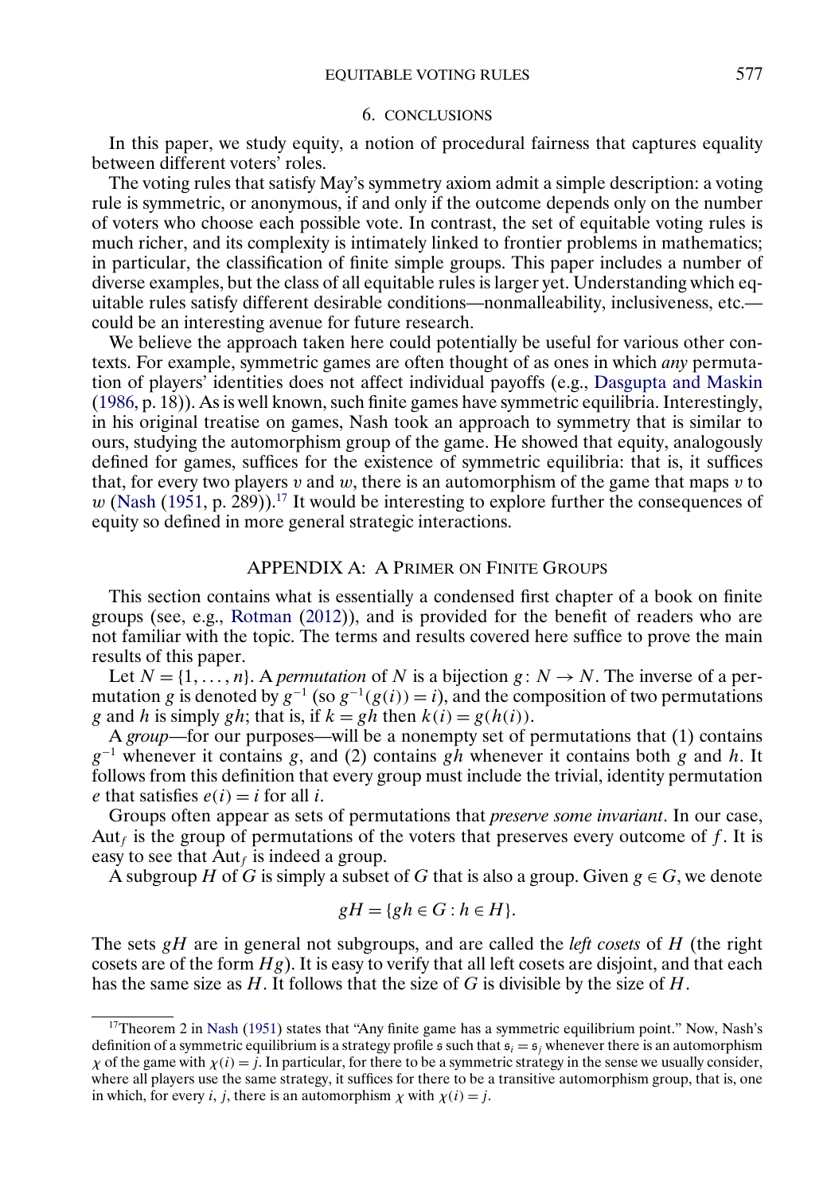## 6. CONCLUSIONS

In this paper, we study equity, a notion of procedural fairness that captures equality between different voters' roles.

The voting rules that satisfy May's symmetry axiom admit a simple description: a voting rule is symmetric, or anonymous, if and only if the outcome depends only on the number of voters who choose each possible vote. In contrast, the set of equitable voting rules is much richer, and its complexity is intimately linked to frontier problems in mathematics; in particular, the classification of finite simple groups. This paper includes a number of diverse examples, but the class of all equitable rules is larger yet. Understanding which equitable rules satisfy different desirable conditions—nonmalleability, inclusiveness, etc.—could be an interesting avenue for future research.

We believe the approach taken here could potentially be useful for various other contexts. For example, symmetric games are often thought of as ones in which *any* permutation of players' identities does not affect individual payoffs (e.g., Dasgupta and Maskin (1986, p. 18)). As is well known, such finite games have symmetric equilibria. Interestingly, in his original treatise on games, Nash took an approach to symmetry that is similar to ours, studying the automorphism group of the game. He showed that equity, analogously defined for games, suffices for the existence of symmetric equilibria: that is, it suffices that, for every two players $v$ and $w$, there is an automorphism of the game that maps $v$ to $w$ (Nash (1951, p. 289)).[17] It would be interesting to explore further the consequences of equity so defined in more general strategic interactions.

## APPENDIX A: A PRIMER ON FINITE GROUPS

This section contains what is essentially a condensed first chapter of a book on finite groups (see, e.g., Rotman (2012)), and is provided for the benefit of readers who are not familiar with the topic. The terms and results covered here suffice to prove the main results of this paper.

Let $N = \{1, \dots, n\}$. A *permutation* of $N$ is a bijection $g : N \to N$. The inverse of a permutation $g$ is denoted by $g^{-1}$ (so $g^{-1}(g(i)) = i$), and the composition of two permutations $g$ and $h$ is simply $gh$; that is, if $k = gh$ then $k(i) = g(h(i))$.

A *group*—for our purposes—will be a nonempty set of permutations that (1) contains $g^{-1}$ whenever it contains $g$, and (2) contains $gh$ whenever it contains both $g$ and $h$. It follows from this definition that every group must include the trivial, identity permutation $e$ that satisfies $e(i) = i$ for all $i$.

Groups often appear as sets of permutations that *preserve some invariant*. In our case, $\mathrm{Aut}_f$ is the group of permutations of the voters that preserves every outcome of $f$. It is easy to see that $\mathrm{Aut}_f$ is indeed a group.

A subgroup $H$ of $G$ is simply a subset of $G$ that is also a group. Given $g \in G$, we denote

$$gH = \{gh \in G : h \in H\}.$$

The sets $gH$ are in general not subgroups, and are called the *left cosets* of $H$ (the right cosets are of the form $Hg$). It is easy to verify that all left cosets are disjoint, and that each has the same size as $H$. It follows that the size of $G$ is divisible by the size of $H$.

[17] Theorem 2 in Nash (1951) states that "Any finite game has a symmetric equilibrium point." Now, Nash's definition of a symmetric equilibrium is a strategy profile $\mathfrak{s}$ such that $\mathfrak{s}_i = \mathfrak{s}_j$ whenever there is an automorphism $\chi$ of the game with $\chi(i) = j$. In particular, for there to be a symmetric strategy in the sense we usually consider, where all players use the same strategy, it suffices for there to be a transitive automorphism group, that is, one in which, for every $i$, $j$, there is an automorphism $\chi$ with $\chi(i) = j$.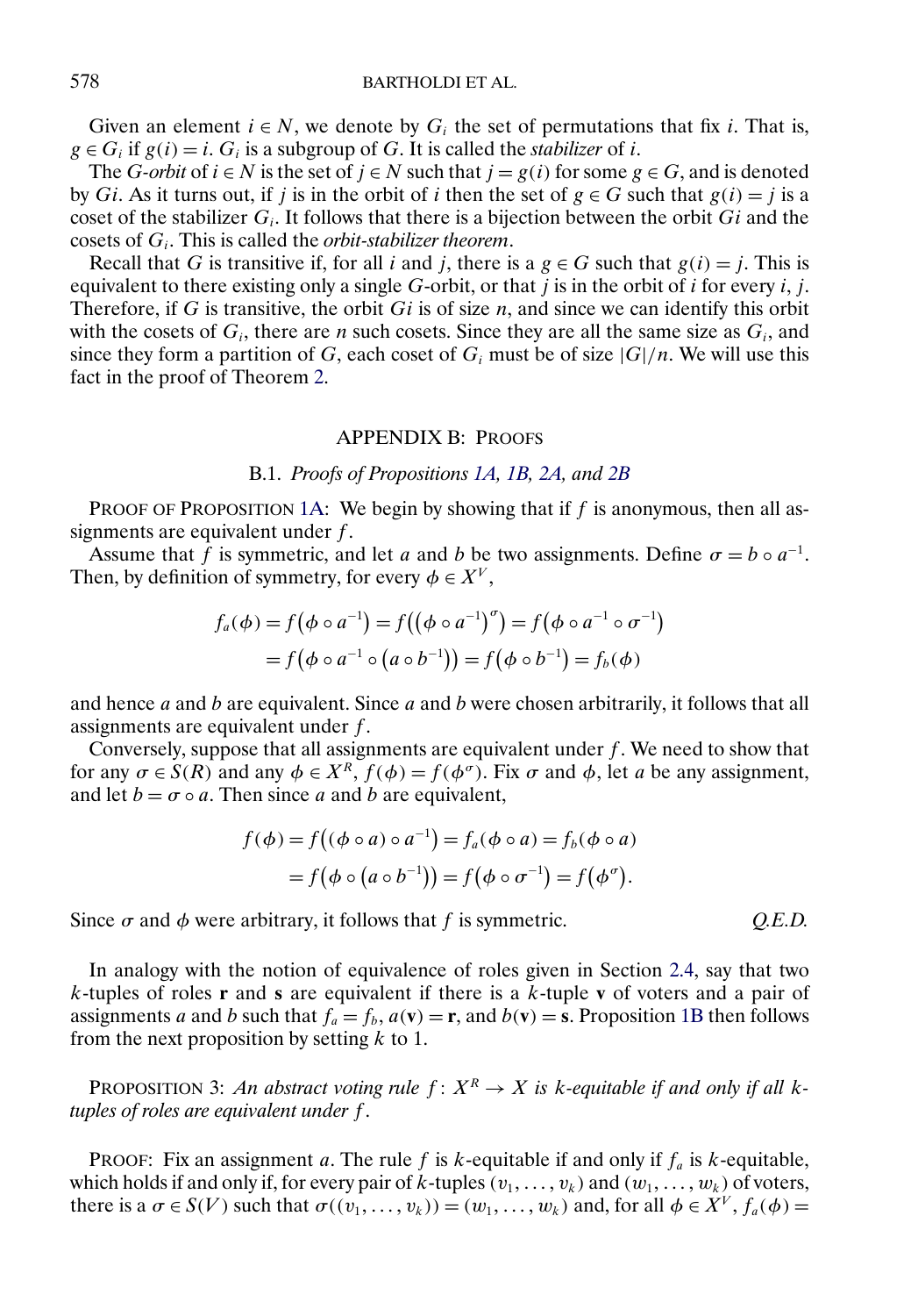Given an element $i \in N$, we denote by $G_i$ the set of permutations that fix $i$. That is, $g \in G_i$ if $g(i) = i$. $G_i$ is a subgroup of $G$. It is called the *stabilizer* of $i$.

The *G-orbit* of $i \in N$ is the set of $j \in N$ such that $j = g(i)$ for some $g \in G$, and is denoted by $Gi$. As it turns out, if $j$ is in the orbit of $i$ then the set of $g \in G$ such that $g(i) = j$ is a coset of the stabilizer $G_i$. It follows that there is a bijection between the orbit $Gi$ and the cosets of $G_i$. This is called the *orbit-stabilizer theorem*.

Recall that $G$ is transitive if, for all $i$ and $j$, there is a $g \in G$ such that $g(i) = j$. This is equivalent to there existing only a single $G$-orbit, or that $j$ is in the orbit of $i$ for every $i$, $j$. Therefore, if $G$ is transitive, the orbit $Gi$ is of size $n$, and since we can identify this orbit with the cosets of $G_i$, there are $n$ such cosets. Since they are all the same size as $G_i$, and since they form a partition of $G$, each coset of $G_i$ must be of size $|G|/n$. We will use this fact in the proof of Theorem 2.

## APPENDIX B: PROOFS

### B.1. *Proofs of Propositions 1A, 1B, 2A, and 2B*

PROOF OF PROPOSITION 1A: We begin by showing that if $f$ is anonymous, then all assignments are equivalent under $f$.

Assume that $f$ is symmetric, and let $a$ and $b$ be two assignments. Define $\sigma = b \circ a^{-1}$. Then, by definition of symmetry, for every $\phi \in X^V$,

$$f_a(\phi) = f(\phi \circ a^{-1}) = f((\phi \circ a^{-1})^{\sigma}) = f(\phi \circ a^{-1} \circ \sigma^{-1})$$
$$= f(\phi \circ a^{-1} \circ (a \circ b^{-1})) = f(\phi \circ b^{-1}) = f_b(\phi)$$

and hence $a$ and $b$ are equivalent. Since $a$ and $b$ were chosen arbitrarily, it follows that all assignments are equivalent under $f$.

Conversely, suppose that all assignments are equivalent under $f$. We need to show that for any $\sigma \in S(R)$ and any $\phi \in X^R$, $f(\phi) = f(\phi^{\sigma})$. Fix $\sigma$ and $\phi$, let $a$ be any assignment, and let $b = \sigma \circ a$. Then since $a$ and $b$ are equivalent,

$$f(\phi) = f((\phi \circ a) \circ a^{-1}) = f_a(\phi \circ a) = f_b(\phi \circ a)$$
$$= f(\phi \circ (a \circ b^{-1})) = f(\phi \circ \sigma^{-1}) = f(\phi^{\sigma}).$$

Since $\sigma$ and $\phi$ were arbitrary, it follows that $f$ is symmetric. *Q.E.D.*

In analogy with the notion of equivalence of roles given in Section 2.4, say that two $k$-tuples of roles $\mathbf{r}$ and $\mathbf{s}$ are equivalent if there is a $k$-tuple $\mathbf{v}$ of voters and a pair of assignments $a$ and $b$ such that $f_a = f_b$, $a(\mathbf{v}) = \mathbf{r}$, and $b(\mathbf{v}) = \mathbf{s}$. Proposition 1B then follows from the next proposition by setting $k$ to 1.

PROPOSITION 3: *An abstract voting rule $f: X^R \to X$ is $k$-equitable if and only if all $k$-tuples of roles are equivalent under $f$.*

PROOF: Fix an assignment $a$. The rule $f$ is $k$-equitable if and only if $f_a$ is $k$-equitable, which holds if and only if, for every pair of $k$-tuples $(v_1, \ldots, v_k)$ and $(w_1, \ldots, w_k)$ of voters, there is a $\sigma \in S(V)$ such that $\sigma((v_1, \ldots, v_k)) = (w_1, \ldots, w_k)$ and, for all $\phi \in X^V$, $f_a(\phi) =$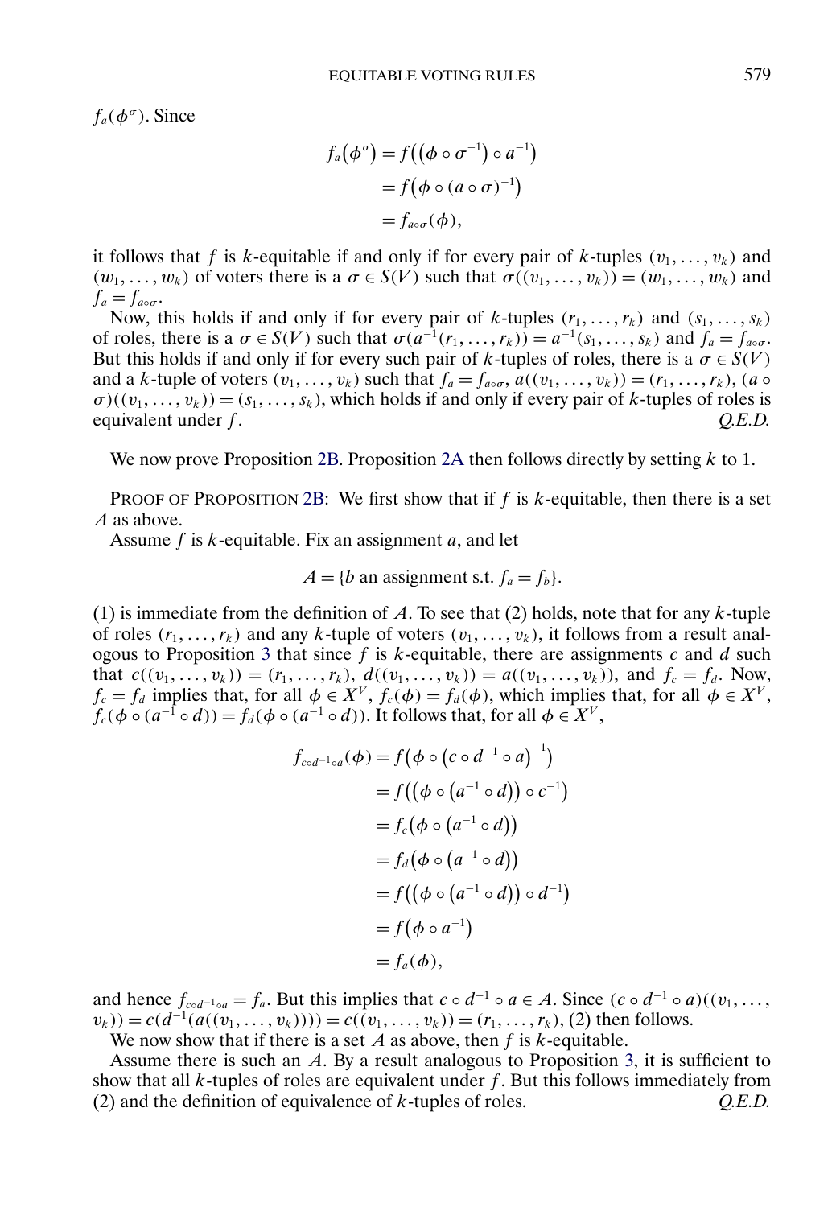$f_a(\phi^\sigma)$. Since

$$\begin{aligned} f_a(\phi^\sigma) &= f\big((\phi \circ \sigma^{-1}) \circ a^{-1}\big) \\ &= f\big(\phi \circ (a \circ \sigma)^{-1}\big) \\ &= f_{a\circ\sigma}(\phi), \end{aligned}$$

it follows that $f$ is $k$-equitable if and only if for every pair of $k$-tuples $(v_1, \ldots, v_k)$ and $(w_1, \ldots, w_k)$ of voters there is a $\sigma \in S(V)$ such that $\sigma((v_1, \ldots, v_k)) = (w_1, \ldots, w_k)$ and $f_a = f_{a\circ\sigma}$.

Now, this holds if and only if for every pair of $k$-tuples $(r_1, \ldots, r_k)$ and $(s_1, \ldots, s_k)$ of roles, there is a $\sigma \in S(V)$ such that $\sigma(a^{-1}(r_1, \ldots, r_k)) = a^{-1}(s_1, \ldots, s_k)$ and $f_a = f_{a\circ\sigma}$. But this holds if and only if for every such pair of $k$-tuples of roles, there is a $\sigma \in S(V)$ and a $k$-tuple of voters $(v_1, \ldots, v_k)$ such that $f_a = f_{a\circ\sigma}$, $a((v_1, \ldots, v_k)) = (r_1, \ldots, r_k)$, $(a \circ \sigma)((v_1, \ldots, v_k)) = (s_1, \ldots, s_k)$, which holds if and only if every pair of $k$-tuples of roles is equivalent under $f$. *Q.E.D.*

We now prove Proposition 2B. Proposition 2A then follows directly by setting $k$ to 1.

PROOF OF PROPOSITION 2B: We first show that if $f$ is $k$-equitable, then there is a set $A$ as above.

Assume $f$ is $k$-equitable. Fix an assignment $a$, and let

$$A = \{b \text{ an assignment s.t. } f_a = f_b\}.$$

(1) is immediate from the definition of $A$. To see that (2) holds, note that for any $k$-tuple of roles $(r_1, \ldots, r_k)$ and any $k$-tuple of voters $(v_1, \ldots, v_k)$, it follows from a result analogous to Proposition 3 that since $f$ is $k$-equitable, there are assignments $c$ and $d$ such that $c((v_1, \ldots, v_k)) = (r_1, \ldots, r_k)$, $d((v_1, \ldots, v_k)) = a((v_1, \ldots, v_k))$, and $f_c = f_d$. Now, $f_c = f_d$ implies that, for all $\phi \in X^V$, $f_c(\phi) = f_d(\phi)$, which implies that, for all $\phi \in X^V$, $f_c(\phi \circ (a^{-1} \circ d)) = f_d(\phi \circ (a^{-1} \circ d))$. It follows that, for all $\phi \in X^V$,

$$\begin{aligned} f_{c\circ d^{-1}\circ a}(\phi) &= f\big(\phi \circ \big(c \circ d^{-1} \circ a\big)^{-1}\big) \\ &= f\big(\big(\phi \circ \big(a^{-1} \circ d\big)\big) \circ c^{-1}\big) \\ &= f_c\big(\phi \circ \big(a^{-1} \circ d\big)\big) \\ &= f_d\big(\phi \circ \big(a^{-1} \circ d\big)\big) \\ &= f\big(\big(\phi \circ \big(a^{-1} \circ d\big)\big) \circ d^{-1}\big) \\ &= f\big(\phi \circ a^{-1}\big) \\ &= f_a(\phi), \end{aligned}$$

and hence $f_{c\circ d^{-1}\circ a} = f_a$. But this implies that $c \circ d^{-1} \circ a \in A$. Since $(c \circ d^{-1} \circ a)((v_1, \ldots, v_k)) = c(d^{-1}(a((v_1, \ldots, v_k)))) = c((v_1, \ldots, v_k)) = (r_1, \ldots, r_k)$, (2) then follows.

We now show that if there is a set $A$ as above, then $f$ is $k$-equitable.

Assume there is such an $A$. By a result analogous to Proposition 3, it is sufficient to show that all $k$-tuples of roles are equivalent under $f$. But this follows immediately from (2) and the definition of equivalence of $k$-tuples of roles. *Q.E.D.*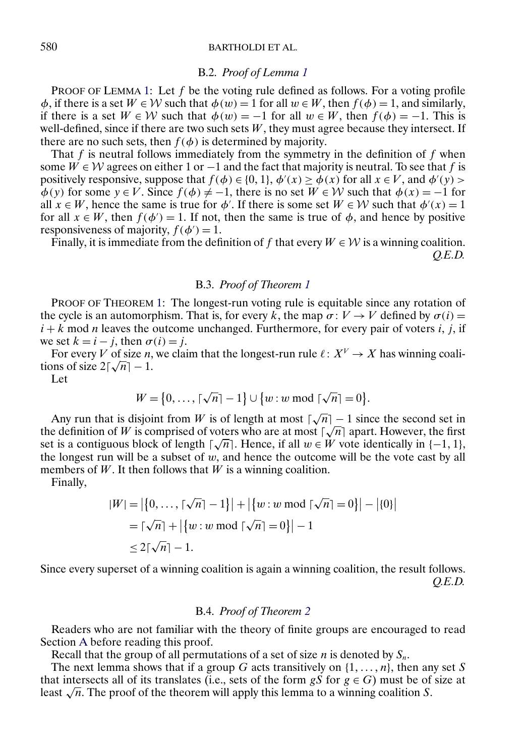### B.2. *Proof of Lemma 1*

PROOF OF LEMMA 1: Let $f$ be the voting rule defined as follows. For a voting profile $\phi$, if there is a set $W \in \mathcal{W}$ such that $\phi(w) = 1$ for all $w \in W$, then $f(\phi) = 1$, and similarly, if there is a set $W \in \mathcal{W}$ such that $\phi(w) = -1$ for all $w \in W$, then $f(\phi) = -1$. This is well-defined, since if there are two such sets $W$, they must agree because they intersect. If there are no such sets, then $f(\phi)$ is determined by majority.

That $f$ is neutral follows immediately from the symmetry in the definition of $f$ when some $W \in \mathcal{W}$ agrees on either 1 or $-1$ and the fact that majority is neutral. To see that $f$ is positively responsive, suppose that $f(\phi) \in \{0, 1\}$, $\phi'(x) \geq \phi(x)$ for all $x \in V$, and $\phi'(y) > \phi(y)$ for some $y \in V$. Since $f(\phi) \neq -1$, there is no set $W \in \mathcal{W}$ such that $\phi(x) = -1$ for all $x \in W$, hence the same is true for $\phi'$. If there is some set $W \in \mathcal{W}$ such that $\phi'(x) = 1$ for all $x \in W$, then $f(\phi') = 1$. If not, then the same is true of $\phi$, and hence by positive responsiveness of majority, $f(\phi') = 1$.

Finally, it is immediate from the definition of $f$ that every $W \in \mathcal{W}$ is a winning coalition. *Q.E.D.*

### B.3. *Proof of Theorem 1*

PROOF OF THEOREM 1: The longest-run voting rule is equitable since any rotation of the cycle is an automorphism. That is, for every $k$, the map $\sigma \colon V \to V$ defined by $\sigma(i) = i + k \bmod n$ leaves the outcome unchanged. Furthermore, for every pair of voters $i$, $j$, if we set $k = i - j$, then $\sigma(i) = j$.

For every $V$ of size $n$, we claim that the longest-run rule $\ell \colon X^V \to X$ has winning coalitions of size $2\lceil\sqrt{n}\rceil - 1$.

Let

$$W = \{0, \dots, \lceil\sqrt{n}\rceil - 1\} \cup \{w : w \bmod \lceil\sqrt{n}\rceil = 0\}.$$

Any run that is disjoint from $W$ is of length at most $\lceil\sqrt{n}\rceil - 1$ since the second set in the definition of $W$ is comprised of voters who are at most $\lceil\sqrt{n}\rceil$ apart. However, the first set is a contiguous block of length $\lceil\sqrt{n}\rceil$. Hence, if all $w \in W$ vote identically in $\{-1, 1\}$, the longest run will be a subset of $w$, and hence the outcome will be the vote cast by all members of $W$. It then follows that $W$ is a winning coalition.

Finally,

$$\begin{aligned}
|W| &= \left|\{0, \dots, \lceil\sqrt{n}\rceil - 1\}\right| + \left|\{w : w \bmod \lceil\sqrt{n}\rceil = 0\}\right| - \left|\{0\}\right| \\
&= \lceil\sqrt{n}\rceil + \left|\{w : w \bmod \lceil\sqrt{n}\rceil = 0\}\right| - 1 \\
&\leq 2\lceil\sqrt{n}\rceil - 1.
\end{aligned}$$

Since every superset of a winning coalition is again a winning coalition, the result follows. *Q.E.D.*

### B.4. *Proof of Theorem 2*

Readers who are not familiar with the theory of finite groups are encouraged to read Section A before reading this proof.

Recall that the group of all permutations of a set of size $n$ is denoted by $S_n$.

The next lemma shows that if a group $G$ acts transitively on $\{1, \dots, n\}$, then any set $S$ that intersects all of its translates (i.e., sets of the form $gS$ for $g \in G$) must be of size at least $\sqrt{n}$. The proof of the theorem will apply this lemma to a winning coalition $S$.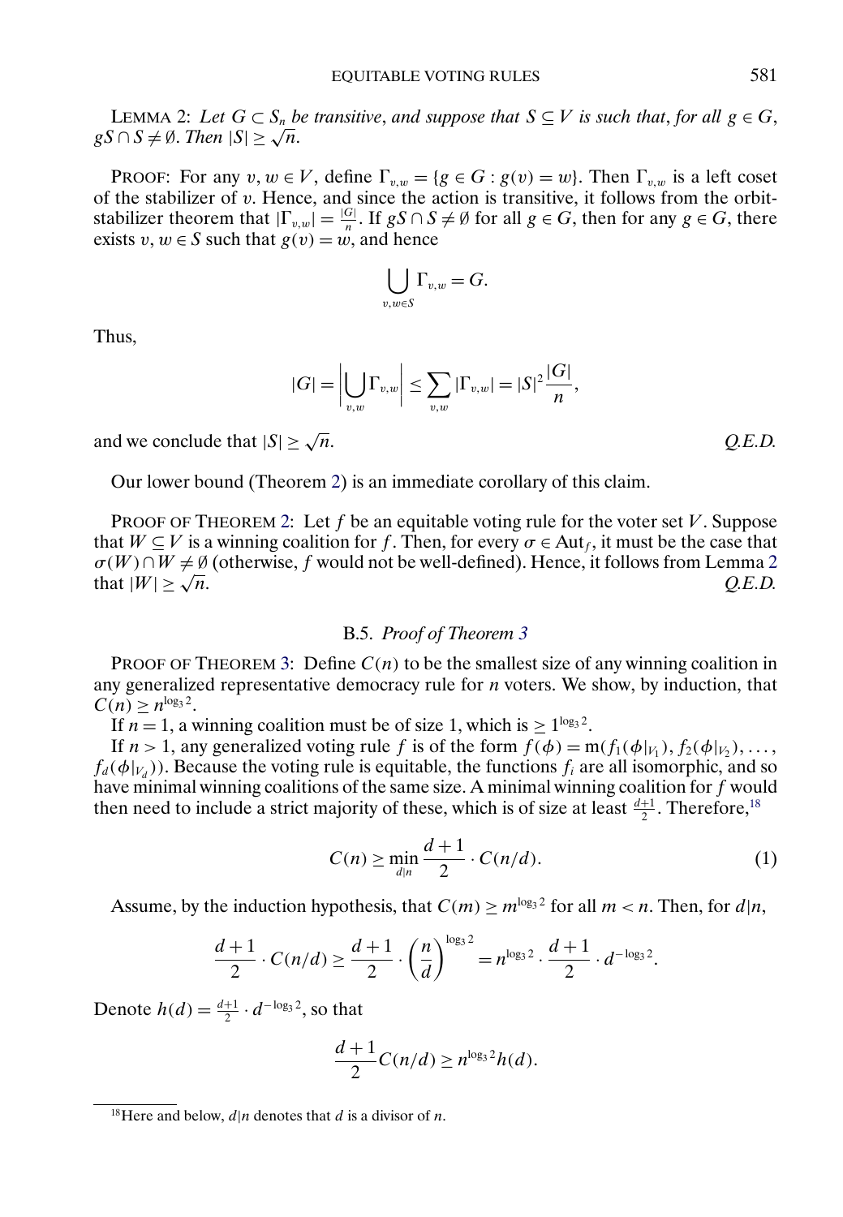LEMMA 2: *Let $G \subset S_n$ be transitive, and suppose that $S \subseteq V$ is such that, for all $g \in G$, $gS \cap S \neq \emptyset$. Then $|S| \geq \sqrt{n}$.*

PROOF: For any $v, w \in V$, define $\Gamma_{v,w} = \{g \in G : g(v) = w\}$. Then $\Gamma_{v,w}$ is a left coset of the stabilizer of $v$. Hence, and since the action is transitive, it follows from the orbit-stabilizer theorem that $|\Gamma_{v,w}| = \frac{|G|}{n}$. If $gS \cap S \neq \emptyset$ for all $g \in G$, then for any $g \in G$, there exists $v, w \in S$ such that $g(v) = w$, and hence

$$\bigcup_{v,w \in S} \Gamma_{v,w} = G.$$

Thus,

$$|G| = \left| \bigcup_{v,w} \Gamma_{v,w} \right| \leq \sum_{v,w} |\Gamma_{v,w}| = |S|^2 \frac{|G|}{n},$$

and we conclude that $|S| \geq \sqrt{n}$. *Q.E.D.*

Our lower bound (Theorem 2) is an immediate corollary of this claim.

PROOF OF THEOREM 2: Let $f$ be an equitable voting rule for the voter set $V$. Suppose that $W \subseteq V$ is a winning coalition for $f$. Then, for every $\sigma \in \text{Aut}_f$, it must be the case that $\sigma(W) \cap W \neq \emptyset$ (otherwise, $f$ would not be well-defined). Hence, it follows from Lemma 2 that $|W| \geq \sqrt{n}$. *Q.E.D.*

### B.5. *Proof of Theorem 3*

PROOF OF THEOREM 3: Define $C(n)$ to be the smallest size of any winning coalition in any generalized representative democracy rule for $n$ voters. We show, by induction, that $C(n) \geq n^{\log_3 2}$.

If $n = 1$, a winning coalition must be of size 1, which is $\geq 1^{\log_3 2}$.

If $n > 1$, any generalized voting rule $f$ is of the form $f(\phi) = \text{m}(f_1(\phi|_{V_1}), f_2(\phi|_{V_2}), \ldots, f_d(\phi|_{V_d}))$. Because the voting rule is equitable, the functions $f_i$ are all isomorphic, and so have minimal winning coalitions of the same size. A minimal winning coalition for $f$ would then need to include a strict majority of these, which is of size at least $\frac{d+1}{2}$. Therefore,[18]

$$C(n) \geq \min_{d|n} \frac{d+1}{2} \cdot C(n/d). \tag{1}$$

Assume, by the induction hypothesis, that $C(m) \geq m^{\log_3 2}$ for all $m < n$. Then, for $d|n$,

$$\frac{d+1}{2} \cdot C(n/d) \geq \frac{d+1}{2} \cdot \left(\frac{n}{d}\right)^{\log_3 2} = n^{\log_3 2} \cdot \frac{d+1}{2} \cdot d^{-\log_3 2}.$$

Denote $h(d) = \frac{d+1}{2} \cdot d^{-\log_3 2}$, so that

$$\frac{d+1}{2} C(n/d) \geq n^{\log_3 2} h(d).$$

[18] Here and below, $d|n$ denotes that $d$ is a divisor of $n$.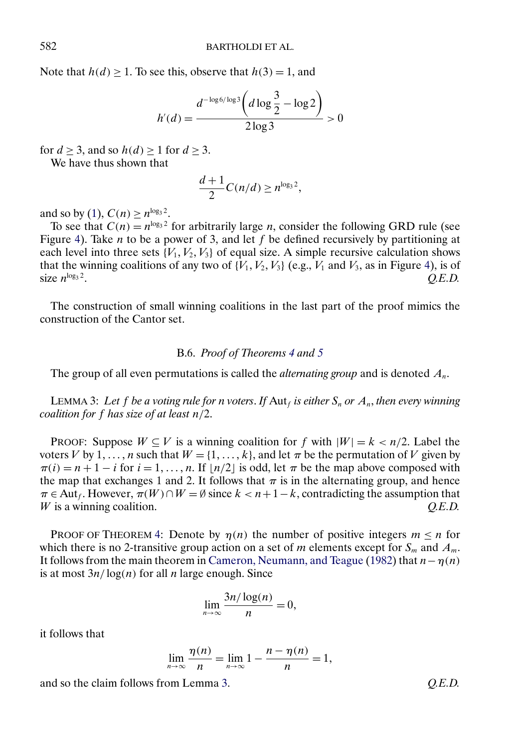Note that $h(d) \geq 1$. To see this, observe that $h(3) = 1$, and

$$h'(d) = \frac{d^{-\log 6/\log 3}\left(d \log \frac{3}{2} - \log 2\right)}{2 \log 3} > 0$$

for $d \geq 3$, and so $h(d) \geq 1$ for $d \geq 3$.

We have thus shown that

$$\frac{d+1}{2} C(n/d) \geq n^{\log_3 2},$$

and so by (1), $C(n) \geq n^{\log_3 2}$.

To see that $C(n) = n^{\log_3 2}$ for arbitrarily large $n$, consider the following GRD rule (see Figure 4). Take $n$ to be a power of 3, and let $f$ be defined recursively by partitioning at each level into three sets $\{V_1, V_2, V_3\}$ of equal size. A simple recursive calculation shows that the winning coalitions of any two of $\{V_1, V_2, V_3\}$ (e.g., $V_1$ and $V_3$, as in Figure 4), is of size $n^{\log_3 2}$. *Q.E.D.*

The construction of small winning coalitions in the last part of the proof mimics the construction of the Cantor set.

### B.6. *Proof of Theorems 4 and 5*

The group of all even permutations is called the *alternating group* and is denoted $A_n$.

LEMMA 3: *Let $f$ be a voting rule for $n$ voters. If $\mathrm{Aut}_f$ is either $S_n$ or $A_n$, then every winning coalition for $f$ has size of at least $n/2$.*

PROOF: Suppose $W \subseteq V$ is a winning coalition for $f$ with $|W| = k < n/2$. Label the voters $V$ by $1, \dots, n$ such that $W = \{1, \dots, k\}$, and let $\pi$ be the permutation of $V$ given by $\pi(i) = n + 1 - i$ for $i = 1, \dots, n$. If $\lfloor n/2 \rfloor$ is odd, let $\pi$ be the map above composed with the map that exchanges 1 and 2. It follows that $\pi$ is in the alternating group, and hence $\pi \in \mathrm{Aut}_f$. However, $\pi(W) \cap W = \emptyset$ since $k < n + 1 - k$, contradicting the assumption that $W$ is a winning coalition. *Q.E.D.*

PROOF OF THEOREM 4: Denote by $\eta(n)$ the number of positive integers $m \leq n$ for which there is no 2-transitive group action on a set of $m$ elements except for $S_m$ and $A_m$. It follows from the main theorem in Cameron, Neumann, and Teague (1982) that $n - \eta(n)$ is at most $3n/\log(n)$ for all $n$ large enough. Since

$$\lim_{n\to\infty} \frac{3n/\log(n)}{n} = 0,$$

it follows that

$$\lim_{n\to\infty} \frac{\eta(n)}{n} = \lim_{n\to\infty} 1 - \frac{n - \eta(n)}{n} = 1,$$

and so the claim follows from Lemma 3. *Q.E.D.*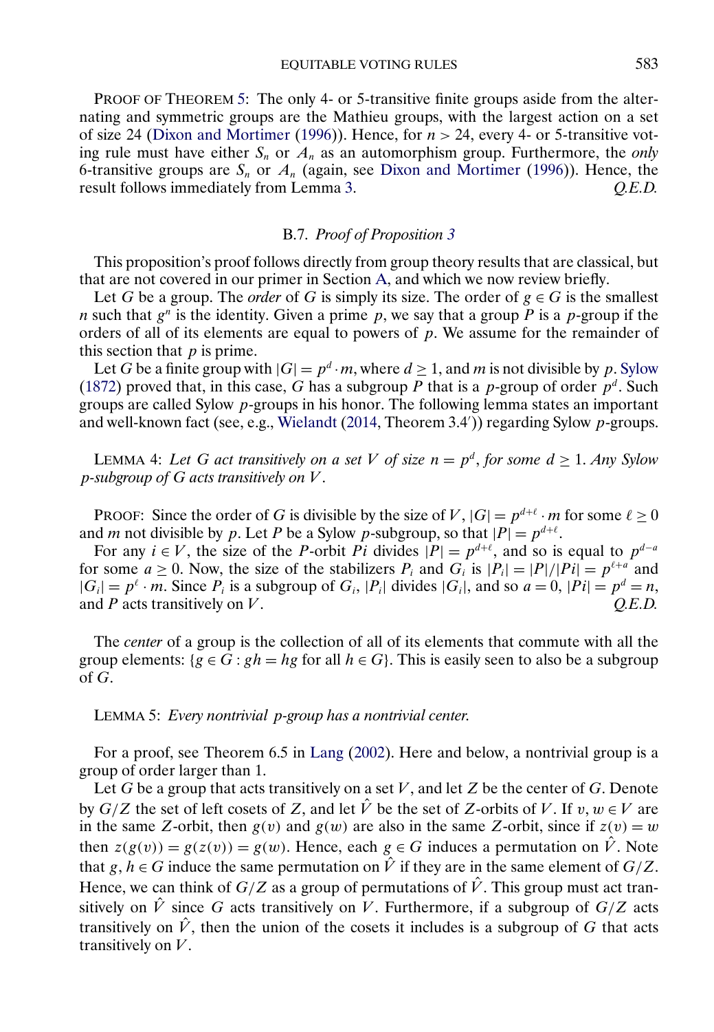PROOF OF THEOREM 5: The only 4- or 5-transitive finite groups aside from the alternating and symmetric groups are the Mathieu groups, with the largest action on a set of size 24 (Dixon and Mortimer (1996)). Hence, for $n > 24$, every 4- or 5-transitive voting rule must have either $S_n$ or $A_n$ as an automorphism group. Furthermore, the *only* 6-transitive groups are $S_n$ or $A_n$ (again, see Dixon and Mortimer (1996)). Hence, the result follows immediately from Lemma 3. *Q.E.D.*

### B.7. *Proof of Proposition 3*

This proposition's proof follows directly from group theory results that are classical, but that are not covered in our primer in Section A, and which we now review briefly.

Let $G$ be a group. The *order* of $G$ is simply its size. The order of $g \in G$ is the smallest $n$ such that $g^n$ is the identity. Given a prime $p$, we say that a group $P$ is a $p$-group if the orders of all of its elements are equal to powers of $p$. We assume for the remainder of this section that $p$ is prime.

Let $G$ be a finite group with $|G| = p^d \cdot m$, where $d \geq 1$, and $m$ is not divisible by $p$. Sylow (1872) proved that, in this case, $G$ has a subgroup $P$ that is a $p$-group of order $p^d$. Such groups are called Sylow $p$-groups in his honor. The following lemma states an important and well-known fact (see, e.g., Wielandt (2014, Theorem 3.4′)) regarding Sylow $p$-groups.

LEMMA 4: *Let $G$ act transitively on a set $V$ of size $n = p^d$, for some $d \geq 1$. Any Sylow $p$-subgroup of $G$ acts transitively on $V$.*

PROOF: Since the order of $G$ is divisible by the size of $V$, $|G| = p^{d+\ell} \cdot m$ for some $\ell \geq 0$ and $m$ not divisible by $p$. Let $P$ be a Sylow $p$-subgroup, so that $|P| = p^{d+\ell}$.

For any $i \in V$, the size of the $P$-orbit $Pi$ divides $|P| = p^{d+\ell}$, and so is equal to $p^{d-a}$ for some $a \geq 0$. Now, the size of the stabilizers $P_i$ and $G_i$ is $|P_i| = |P|/|Pi| = p^{\ell+a}$ and $|G_i| = p^\ell \cdot m$. Since $P_i$ is a subgroup of $G_i$, $|P_i|$ divides $|G_i|$, and so $a = 0$, $|Pi| = p^d = n$, and $P$ acts transitively on $V$. *Q.E.D.*

The *center* of a group is the collection of all of its elements that commute with all the group elements: $\{g \in G : gh = hg \text{ for all } h \in G\}$. This is easily seen to also be a subgroup of $G$.

LEMMA 5: *Every nontrivial $p$-group has a nontrivial center.*

For a proof, see Theorem 6.5 in Lang (2002). Here and below, a nontrivial group is a group of order larger than 1.

Let $G$ be a group that acts transitively on a set $V$, and let $Z$ be the center of $G$. Denote by $G/Z$ the set of left cosets of $Z$, and let $\hat{V}$ be the set of $Z$-orbits of $V$. If $v, w \in V$ are in the same $Z$-orbit, then $g(v)$ and $g(w)$ are also in the same $Z$-orbit, since if $z(v) = w$ then $z(g(v)) = g(z(v)) = g(w)$. Hence, each $g \in G$ induces a permutation on $\hat{V}$. Note that $g, h \in G$ induce the same permutation on $\hat{V}$ if they are in the same element of $G/Z$. Hence, we can think of $G/Z$ as a group of permutations of $\hat{V}$. This group must act transitively on $\hat{V}$ since $G$ acts transitively on $V$. Furthermore, if a subgroup of $G/Z$ acts transitively on $\hat{V}$, then the union of the cosets it includes is a subgroup of $G$ that acts transitively on $V$.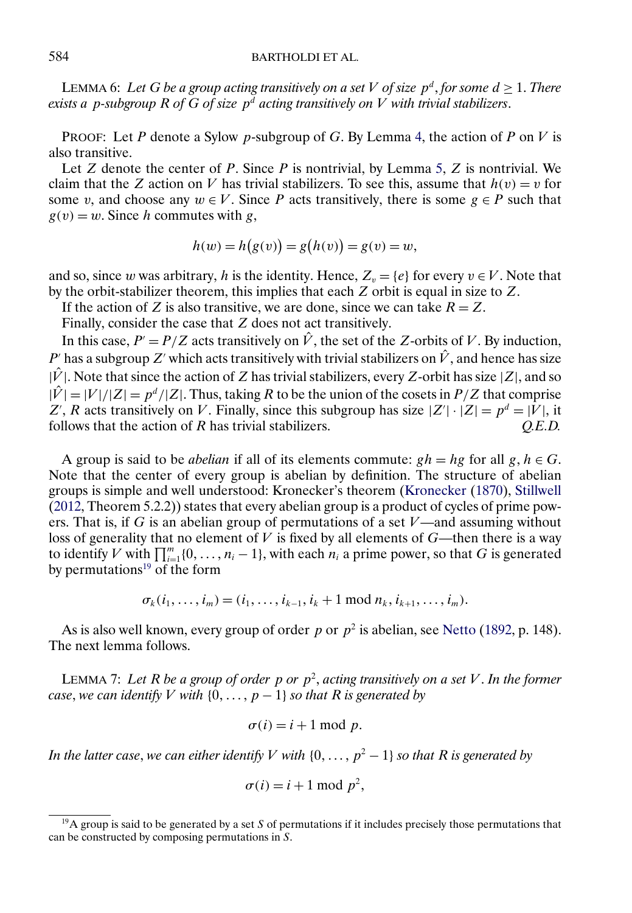LEMMA 6: *Let $G$ be a group acting transitively on a set $V$ of size $p^d$, for some $d \geq 1$. There exists a $p$-subgroup $R$ of $G$ of size $p^d$ acting transitively on $V$ with trivial stabilizers.*

PROOF: Let $P$ denote a Sylow $p$-subgroup of $G$. By Lemma 4, the action of $P$ on $V$ is also transitive.

Let $Z$ denote the center of $P$. Since $P$ is nontrivial, by Lemma 5, $Z$ is nontrivial. We claim that the $Z$ action on $V$ has trivial stabilizers. To see this, assume that $h(v) = v$ for some $v$, and choose any $w \in V$. Since $P$ acts transitively, there is some $g \in P$ such that $g(v) = w$. Since $h$ commutes with $g$,

$$h(w) = h(g(v)) = g(h(v)) = g(v) = w,$$

and so, since $w$ was arbitrary, $h$ is the identity. Hence, $Z_v = \{e\}$ for every $v \in V$. Note that by the orbit-stabilizer theorem, this implies that each $Z$ orbit is equal in size to $Z$.

If the action of $Z$ is also transitive, we are done, since we can take $R = Z$.

Finally, consider the case that $Z$ does not act transitively.

In this case, $P' = P/Z$ acts transitively on $\hat{V}$, the set of the $Z$-orbits of $V$. By induction, $P'$ has a subgroup $Z'$ which acts transitively with trivial stabilizers on $\hat{V}$, and hence has size $|\hat{V}|$. Note that since the action of $Z$ has trivial stabilizers, every $Z$-orbit has size $|Z|$, and so $|\hat{V}| = |V|/|Z| = p^d/|Z|$. Thus, taking $R$ to be the union of the cosets in $P/Z$ that comprise $Z'$, $R$ acts transitively on $V$. Finally, since this subgroup has size $|Z'| \cdot |Z| = p^d = |V|$, it follows that the action of $R$ has trivial stabilizers. *Q.E.D.*

A group is said to be *abelian* if all of its elements commute: $gh = hg$ for all $g, h \in G$. Note that the center of every group is abelian by definition. The structure of abelian groups is simple and well understood: Kronecker's theorem (Kronecker (1870), Stillwell (2012, Theorem 5.2.2)) states that every abelian group is a product of cycles of prime powers. That is, if $G$ is an abelian group of permutations of a set $V$—and assuming without loss of generality that no element of $V$ is fixed by all elements of $G$—then there is a way to identify $V$ with $\prod_{i=1}^{m}\{0, \ldots, n_i - 1\}$, with each $n_i$ a prime power, so that $G$ is generated by permutations[19] of the form

$$\sigma_k(i_1, \ldots, i_m) = (i_1, \ldots, i_{k-1}, i_k + 1 \bmod n_k, i_{k+1}, \ldots, i_m).$$

As is also well known, every group of order $p$ or $p^2$ is abelian, see Netto (1892, p. 148). The next lemma follows.

LEMMA 7: *Let $R$ be a group of order $p$ or $p^2$, acting transitively on a set $V$. In the former case, we can identify $V$ with $\{0, \ldots, p-1\}$ so that $R$ is generated by*

$$\sigma(i) = i + 1 \bmod p.$$

*In the latter case, we can either identify $V$ with $\{0, \ldots, p^2 - 1\}$ so that $R$ is generated by*

$$\sigma(i) = i + 1 \bmod p^2,$$

[19] A group is said to be generated by a set $S$ of permutations if it includes precisely those permutations that can be constructed by composing permutations in $S$.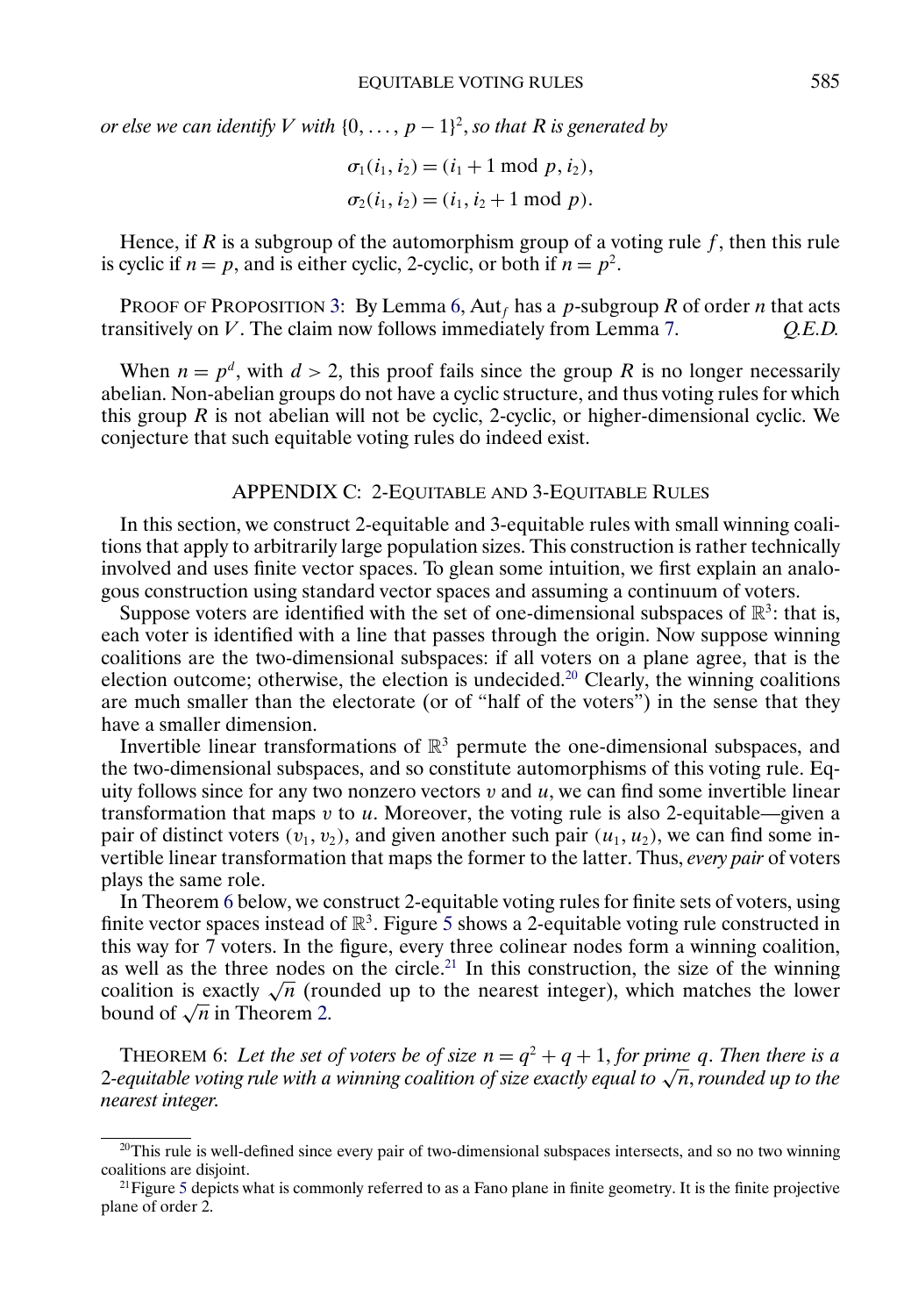*or else we can identify $V$ with $\{0, \ldots, p-1\}^2$, so that $R$ is generated by*

$$\sigma_1(i_1, i_2) = (i_1 + 1 \bmod p, i_2),$$
$$\sigma_2(i_1, i_2) = (i_1, i_2 + 1 \bmod p).$$

Hence, if $R$ is a subgroup of the automorphism group of a voting rule $f$, then this rule is cyclic if $n = p$, and is either cyclic, 2-cyclic, or both if $n = p^2$.

PROOF OF PROPOSITION 3: By Lemma 6, $\text{Aut}_f$ has a $p$-subgroup $R$ of order $n$ that acts transitively on $V$. The claim now follows immediately from Lemma 7. *Q.E.D.*

When $n = p^d$, with $d > 2$, this proof fails since the group $R$ is no longer necessarily abelian. Non-abelian groups do not have a cyclic structure, and thus voting rules for which this group $R$ is not abelian will not be cyclic, 2-cyclic, or higher-dimensional cyclic. We conjecture that such equitable voting rules do indeed exist.

## APPENDIX C: 2-EQUITABLE AND 3-EQUITABLE RULES

In this section, we construct 2-equitable and 3-equitable rules with small winning coalitions that apply to arbitrarily large population sizes. This construction is rather technically involved and uses finite vector spaces. To glean some intuition, we first explain an analogous construction using standard vector spaces and assuming a continuum of voters.

Suppose voters are identified with the set of one-dimensional subspaces of $\mathbb{R}^3$: that is, each voter is identified with a line that passes through the origin. Now suppose winning coalitions are the two-dimensional subspaces: if all voters on a plane agree, that is the election outcome; otherwise, the election is undecided.[20] Clearly, the winning coalitions are much smaller than the electorate (or of "half of the voters") in the sense that they have a smaller dimension.

Invertible linear transformations of $\mathbb{R}^3$ permute the one-dimensional subspaces, and the two-dimensional subspaces, and so constitute automorphisms of this voting rule. Equity follows since for any two nonzero vectors $v$ and $u$, we can find some invertible linear transformation that maps $v$ to $u$. Moreover, the voting rule is also 2-equitable—given a pair of distinct voters $(v_1, v_2)$, and given another such pair $(u_1, u_2)$, we can find some invertible linear transformation that maps the former to the latter. Thus, *every pair* of voters plays the same role.

In Theorem 6 below, we construct 2-equitable voting rules for finite sets of voters, using finite vector spaces instead of $\mathbb{R}^3$. Figure 5 shows a 2-equitable voting rule constructed in this way for 7 voters. In the figure, every three colinear nodes form a winning coalition, as well as the three nodes on the circle.[21] In this construction, the size of the winning coalition is exactly $\sqrt{n}$ (rounded up to the nearest integer), which matches the lower bound of $\sqrt{n}$ in Theorem 2.

THEOREM 6: *Let the set of voters be of size $n = q^2 + q + 1$, for prime $q$. Then there is a 2-equitable voting rule with a winning coalition of size exactly equal to $\sqrt{n}$, rounded up to the nearest integer.*

---

[20] This rule is well-defined since every pair of two-dimensional subspaces intersects, and so no two winning coalitions are disjoint.

[21] Figure 5 depicts what is commonly referred to as a Fano plane in finite geometry. It is the finite projective plane of order 2.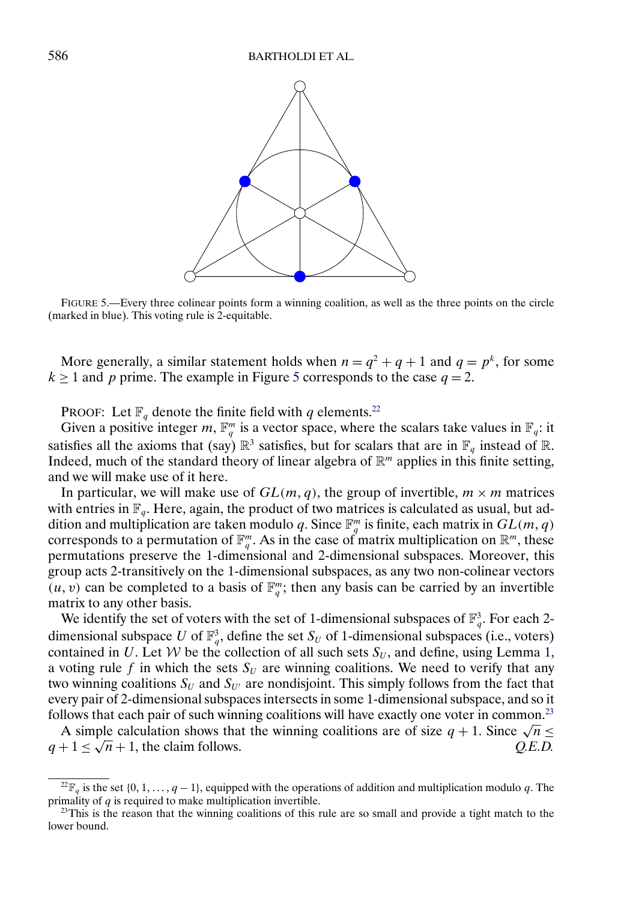FIGURE 5.—Every three colinear points form a winning coalition, as well as the three points on the circle (marked in blue). This voting rule is 2-equitable.

More generally, a similar statement holds when $n = q^2 + q + 1$ and $q = p^k$, for some $k \geq 1$ and $p$ prime. The example in Figure 5 corresponds to the case $q = 2$.

PROOF: Let $\mathbb{F}_q$ denote the finite field with $q$ elements.[22]

Given a positive integer $m$, $\mathbb{F}_q^m$ is a vector space, where the scalars take values in $\mathbb{F}_q$: it satisfies all the axioms that (say) $\mathbb{R}^3$ satisfies, but for scalars that are in $\mathbb{F}_q$ instead of $\mathbb{R}$. Indeed, much of the standard theory of linear algebra of $\mathbb{R}^m$ applies in this finite setting, and we will make use of it here.

In particular, we will make use of $GL(m, q)$, the group of invertible, $m \times m$ matrices with entries in $\mathbb{F}_q$. Here, again, the product of two matrices is calculated as usual, but addition and multiplication are taken modulo $q$. Since $\mathbb{F}_q^m$ is finite, each matrix in $GL(m, q)$ corresponds to a permutation of $\mathbb{F}_q^m$. As in the case of matrix multiplication on $\mathbb{R}^m$, these permutations preserve the 1-dimensional and 2-dimensional subspaces. Moreover, this group acts 2-transitively on the 1-dimensional subspaces, as any two non-colinear vectors $(u, v)$ can be completed to a basis of $\mathbb{F}_q^m$; then any basis can be carried by an invertible matrix to any other basis.

We identify the set of voters with the set of 1-dimensional subspaces of $\mathbb{F}_q^3$. For each 2-dimensional subspace $U$ of $\mathbb{F}_q^3$, define the set $S_U$ of 1-dimensional subspaces (i.e., voters) contained in $U$. Let $\mathcal{W}$ be the collection of all such sets $S_U$, and define, using Lemma 1, a voting rule $f$ in which the sets $S_U$ are winning coalitions. We need to verify that any two winning coalitions $S_U$ and $S_{U'}$ are nondisjoint. This simply follows from the fact that every pair of 2-dimensional subspaces intersects in some 1-dimensional subspace, and so it follows that each pair of such winning coalitions will have exactly one voter in common.[23]

A simple calculation shows that the winning coalitions are of size $q + 1$. Since $\sqrt{n} \leq q + 1 \leq \sqrt{n} + 1$, the claim follows. *Q.E.D.*

---

[22] $\mathbb{F}_q$ is the set $\{0, 1, \ldots, q - 1\}$, equipped with the operations of addition and multiplication modulo $q$. The primality of $q$ is required to make multiplication invertible.

[23] This is the reason that the winning coalitions of this rule are so small and provide a tight match to the lower bound.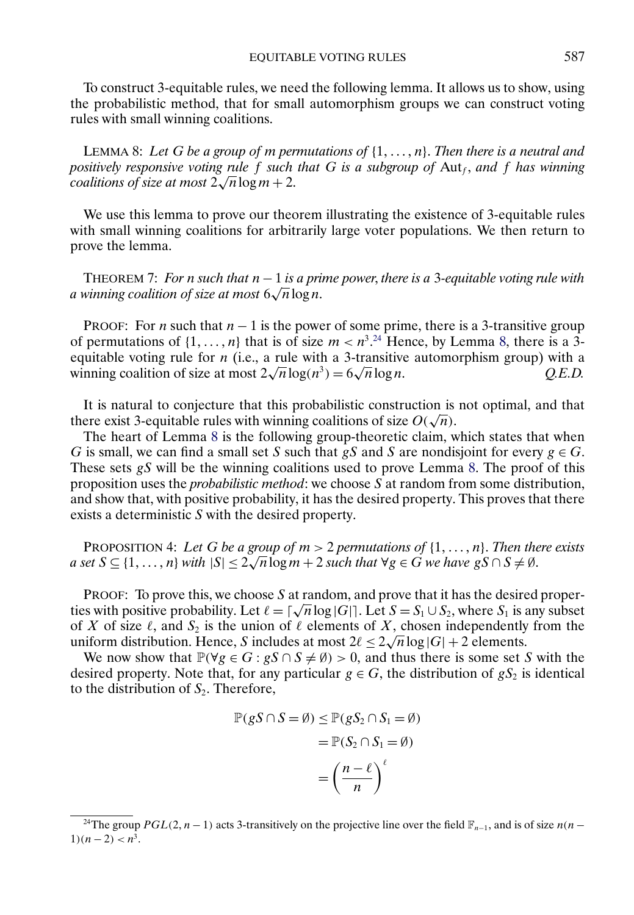To construct 3-equitable rules, we need the following lemma. It allows us to show, using the probabilistic method, that for small automorphism groups we can construct voting rules with small winning coalitions.

LEMMA 8: *Let $G$ be a group of $m$ permutations of $\{1, \dots, n\}$. Then there is a neutral and positively responsive voting rule $f$ such that $G$ is a subgroup of $\mathrm{Aut}_f$, and $f$ has winning coalitions of size at most $2\sqrt{n}\log m + 2$.*

We use this lemma to prove our theorem illustrating the existence of 3-equitable rules with small winning coalitions for arbitrarily large voter populations. We then return to prove the lemma.

THEOREM 7: *For $n$ such that $n-1$ is a prime power, there is a 3-equitable voting rule with a winning coalition of size at most $6\sqrt{n}\log n$.*

PROOF: For $n$ such that $n-1$ is the power of some prime, there is a 3-transitive group of permutations of $\{1, \dots, n\}$ that is of size $m < n^3$.[24] Hence, by Lemma 8, there is a 3-equitable voting rule for $n$ (i.e., a rule with a 3-transitive automorphism group) with a winning coalition of size at most $2\sqrt{n}\log(n^3) = 6\sqrt{n}\log n$. *Q.E.D.*

It is natural to conjecture that this probabilistic construction is not optimal, and that there exist 3-equitable rules with winning coalitions of size $O(\sqrt{n})$.

The heart of Lemma 8 is the following group-theoretic claim, which states that when $G$ is small, we can find a small set $S$ such that $gS$ and $S$ are nondisjoint for every $g \in G$. These sets $gS$ will be the winning coalitions used to prove Lemma 8. The proof of this proposition uses the *probabilistic method*: we choose $S$ at random from some distribution, and show that, with positive probability, it has the desired property. This proves that there exists a deterministic $S$ with the desired property.

PROPOSITION 4: *Let $G$ be a group of $m > 2$ permutations of $\{1, \dots, n\}$. Then there exists a set $S \subseteq \{1, \dots, n\}$ with $|S| \leq 2\sqrt{n}\log m + 2$ such that $\forall g \in G$ we have $gS \cap S \neq \emptyset$.*

PROOF: To prove this, we choose $S$ at random, and prove that it has the desired properties with positive probability. Let $\ell = \lceil \sqrt{n}\log|G| \rceil$. Let $S = S_1 \cup S_2$, where $S_1$ is any subset of $X$ of size $\ell$, and $S_2$ is the union of $\ell$ elements of $X$, chosen independently from the uniform distribution. Hence, $S$ includes at most $2\ell \leq 2\sqrt{n}\log|G| + 2$ elements.

We now show that $\mathbb{P}(\forall g \in G : gS \cap S \neq \emptyset) > 0$, and thus there is some set $S$ with the desired property. Note that, for any particular $g \in G$, the distribution of $gS_2$ is identical to the distribution of $S_2$. Therefore,

$$
\begin{aligned}
\mathbb{P}(gS \cap S = \emptyset) &\leq \mathbb{P}(gS_2 \cap S_1 = \emptyset) \\
&= \mathbb{P}(S_2 \cap S_1 = \emptyset) \\
&= \left(\frac{n-\ell}{n}\right)^{\ell}
\end{aligned}
$$

[24] The group $PGL(2, n-1)$ acts 3-transitively on the projective line over the field $\mathbb{F}_{n-1}$, and is of size $n(n-1)(n-2) < n^3$.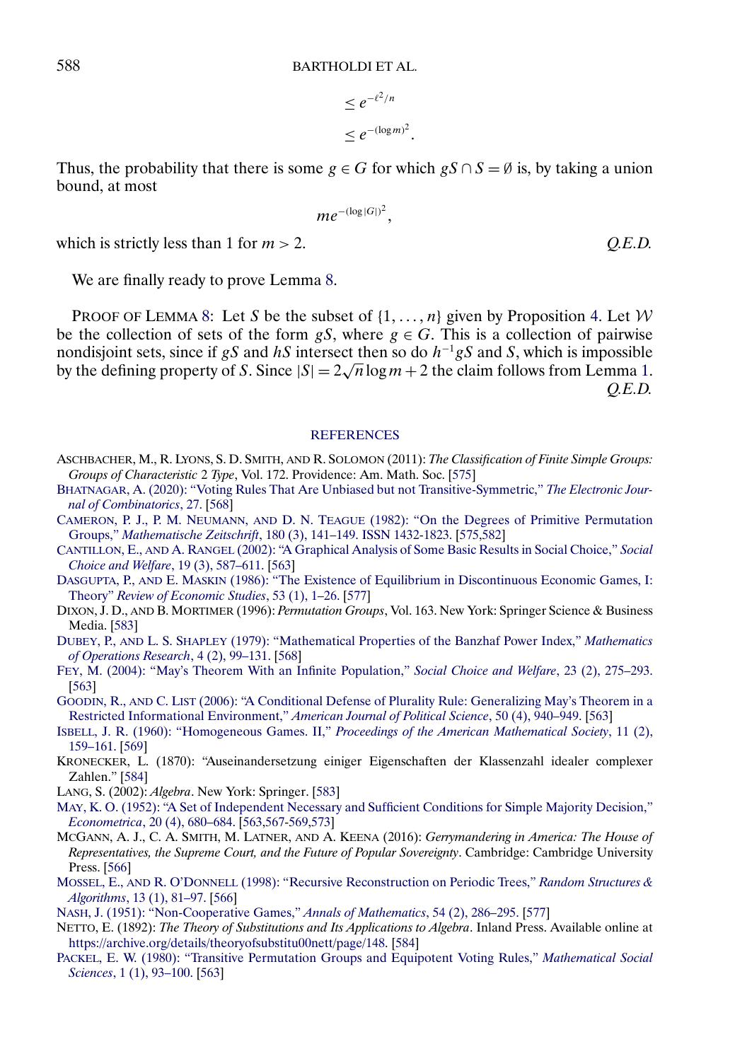$$\leq e^{-\ell^2/n}$$

$$\leq e^{-(\log m)^2}.$$

Thus, the probability that there is some $g \in G$ for which $gS \cap S = \emptyset$ is, by taking a union bound, at most

$$me^{-(\log|G|)^2},$$

which is strictly less than 1 for $m > 2$. *Q.E.D.*

We are finally ready to prove Lemma 8.

PROOF OF LEMMA 8: Let $S$ be the subset of $\{1, \ldots, n\}$ given by Proposition 4. Let $\mathcal{W}$ be the collection of sets of the form $gS$, where $g \in G$. This is a collection of pairwise nondisjoint sets, since if $gS$ and $hS$ intersect then so do $h^{-1}gS$ and $S$, which is impossible by the defining property of $S$. Since $|S| = 2\sqrt{n}\log m + 2$ the claim follows from Lemma 1. *Q.E.D.*

## REFERENCES

ASCHBACHER, M., R. LYONS, S. D. SMITH, AND R. SOLOMON (2011): *The Classification of Finite Simple Groups: Groups of Characteristic* 2 *Type*, Vol. 172. Providence: Am. Math. Soc. [575]

BHATNAGAR, A. (2020): "Voting Rules That Are Unbiased but not Transitive-Symmetric," *The Electronic Journal of Combinatorics*, 27. [568]

CAMERON, P. J., P. M. NEUMANN, AND D. N. TEAGUE (1982): "On the Degrees of Primitive Permutation Groups," *Mathematische Zeitschrift*, 180 (3), 141–149. ISSN 1432-1823. [575,582]

CANTILLON, E., AND A. RANGEL (2002): "A Graphical Analysis of Some Basic Results in Social Choice," *Social Choice and Welfare*, 19 (3), 587–611. [563]

DASGUPTA, P., AND E. MASKIN (1986): "The Existence of Equilibrium in Discontinuous Economic Games, I: Theory" *Review of Economic Studies*, 53 (1), 1–26. [577]

DIXON, J. D., AND B. MORTIMER (1996): *Permutation Groups*, Vol. 163. New York: Springer Science & Business Media. [583]

DUBEY, P., AND L. S. SHAPLEY (1979): "Mathematical Properties of the Banzhaf Power Index," *Mathematics of Operations Research*, 4 (2), 99–131. [568]

FEY, M. (2004): "May's Theorem With an Infinite Population," *Social Choice and Welfare*, 23 (2), 275–293. [563]

GOODIN, R., AND C. LIST (2006): "A Conditional Defense of Plurality Rule: Generalizing May's Theorem in a Restricted Informational Environment," *American Journal of Political Science*, 50 (4), 940–949. [563]

ISBELL, J. R. (1960): "Homogeneous Games. II," *Proceedings of the American Mathematical Society*, 11 (2), 159–161. [569]

KRONECKER, L. (1870): "Auseinandersetzung einiger Eigenschaften der Klassenzahl idealer complexer Zahlen." [584]

LANG, S. (2002): *Algebra*. New York: Springer. [583]

MAY, K. O. (1952): "A Set of Independent Necessary and Sufficient Conditions for Simple Majority Decision," *Econometrica*, 20 (4), 680–684. [563,567-569,573]

MCGANN, A. J., C. A. SMITH, M. LATNER, AND A. KEENA (2016): *Gerrymandering in America: The House of Representatives, the Supreme Court, and the Future of Popular Sovereignty*. Cambridge: Cambridge University Press. [566]

MOSSEL, E., AND R. O'DONNELL (1998): "Recursive Reconstruction on Periodic Trees," *Random Structures & Algorithms*, 13 (1), 81–97. [566]

NASH, J. (1951): "Non-Cooperative Games," *Annals of Mathematics*, 54 (2), 286–295. [577]

NETTO, E. (1892): *The Theory of Substitutions and Its Applications to Algebra*. Inland Press. Available online at https://archive.org/details/theoryofsubstitu00nett/page/148. [584]

PACKEL, E. W. (1980): "Transitive Permutation Groups and Equipotent Voting Rules," *Mathematical Social Sciences*, 1 (1), 93–100. [563]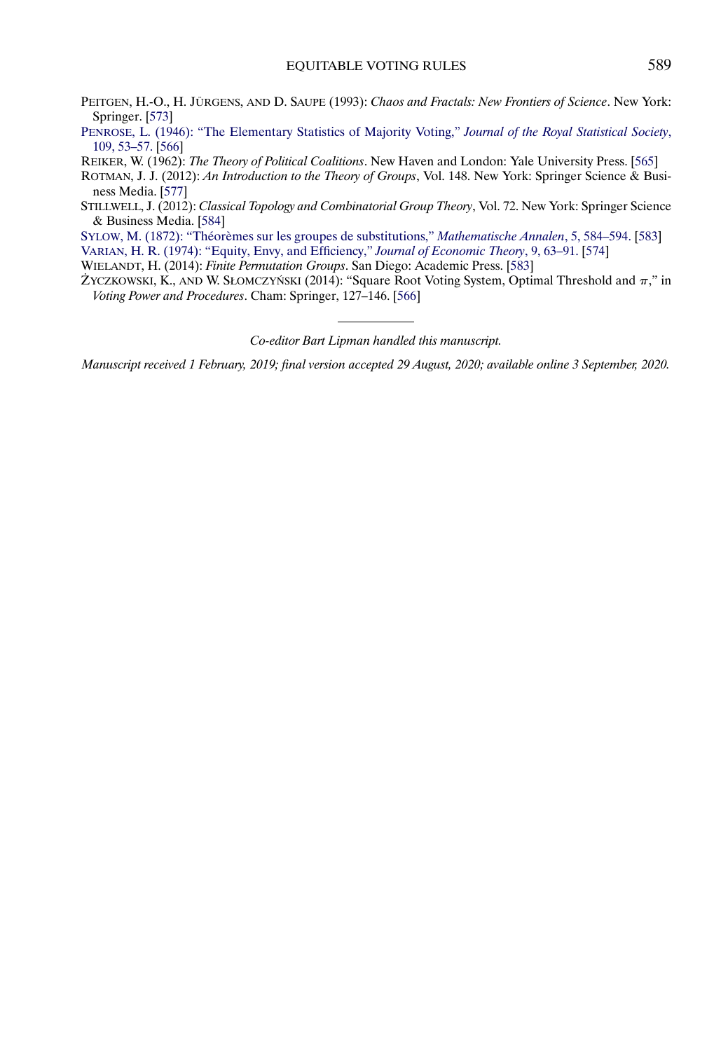PEITGEN, H.-O., H. JÜRGENS, AND D. SAUPE (1993): *Chaos and Fractals: New Frontiers of Science*. New York: Springer. [573]

PENROSE, L. (1946): "The Elementary Statistics of Majority Voting," *Journal of the Royal Statistical Society*, 109, 53–57. [566]

REIKER, W. (1962): *The Theory of Political Coalitions*. New Haven and London: Yale University Press. [565]

ROTMAN, J. J. (2012): *An Introduction to the Theory of Groups*, Vol. 148. New York: Springer Science & Business Media. [577]

STILLWELL, J. (2012): *Classical Topology and Combinatorial Group Theory*, Vol. 72. New York: Springer Science & Business Media. [584]

SYLOW, M. (1872): "Théorèmes sur les groupes de substitutions," *Mathematische Annalen*, 5, 584–594. [583]

VARIAN, H. R. (1974): "Equity, Envy, and Efficiency," *Journal of Economic Theory*, 9, 63–91. [574]

WIELANDT, H. (2014): *Finite Permutation Groups*. San Diego: Academic Press. [583]

ŻYCZKOWSKI, K., AND W. SŁOMCZYŃSKI (2014): "Square Root Voting System, Optimal Threshold and $\pi$," in *Voting Power and Procedures*. Cham: Springer, 127–146. [566]

---

*Co-editor Bart Lipman handled this manuscript.*

*Manuscript received 1 February, 2019; final version accepted 29 August, 2020; available online 3 September, 2020.*